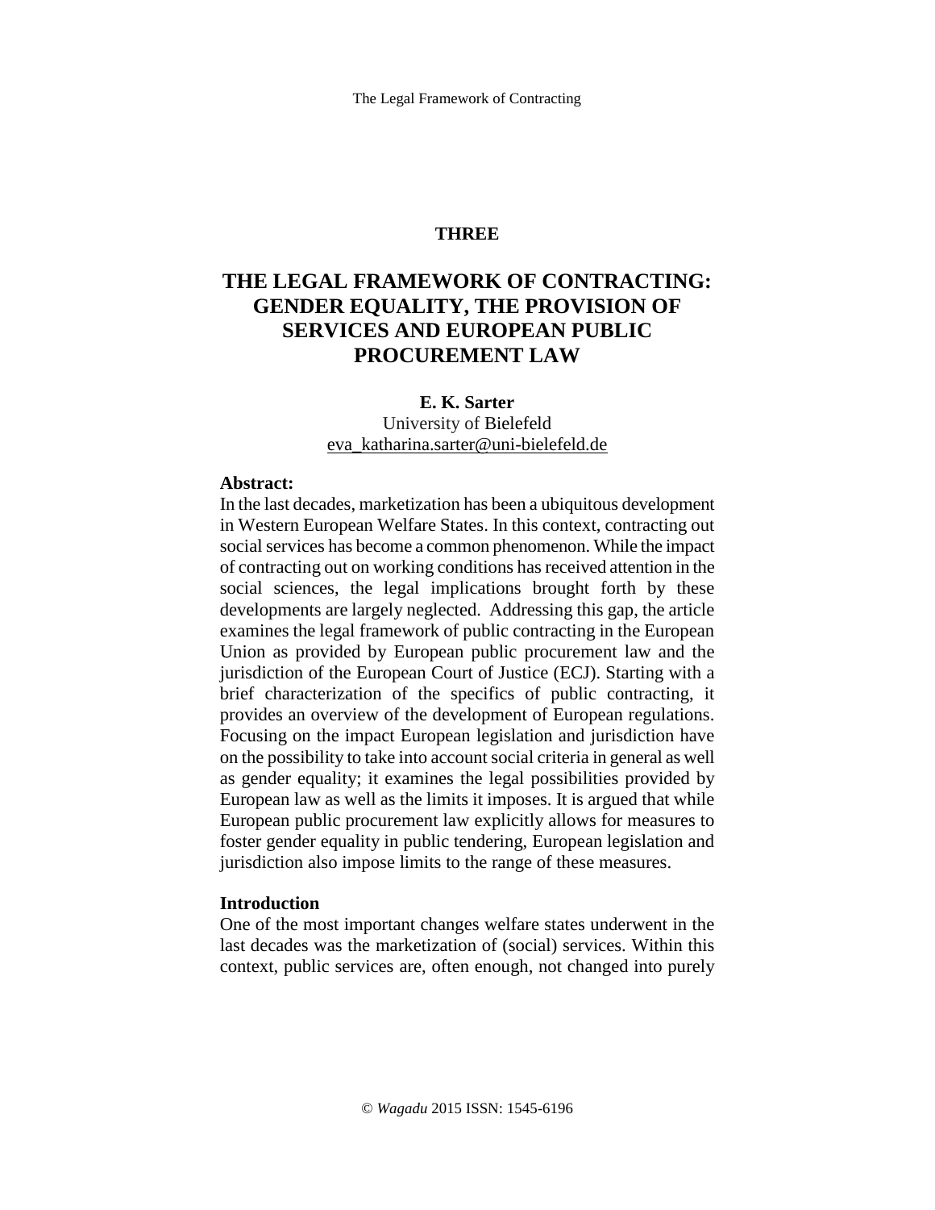THREE

# THE LEGAL FRAMEWORK OF CONTRACTING: GENDER EQUALITY, THE PROVISION OF SERVICES AND EUROPEAN PUBLIC PROCUREMENT LAW

**E. K. Sarter**
University of Bielefeld
eva_katharina.sarter@uni-bielefeld.de

**Abstract:**
In the last decades, marketization has been a ubiquitous development in Western European Welfare States. In this context, contracting out social services has become a common phenomenon. While the impact of contracting out on working conditions has received attention in the social sciences, the legal implications brought forth by these developments are largely neglected. Addressing this gap, the article examines the legal framework of public contracting in the European Union as provided by European public procurement law and the jurisdiction of the European Court of Justice (ECJ). Starting with a brief characterization of the specifics of public contracting, it provides an overview of the development of European regulations. Focusing on the impact European legislation and jurisdiction have on the possibility to take into account social criteria in general as well as gender equality; it examines the legal possibilities provided by European law as well as the limits it imposes. It is argued that while European public procurement law explicitly allows for measures to foster gender equality in public tendering, European legislation and jurisdiction also impose limits to the range of these measures.

## Introduction

One of the most important changes welfare states underwent in the last decades was the marketization of (social) services. Within this context, public services are, often enough, not changed into purely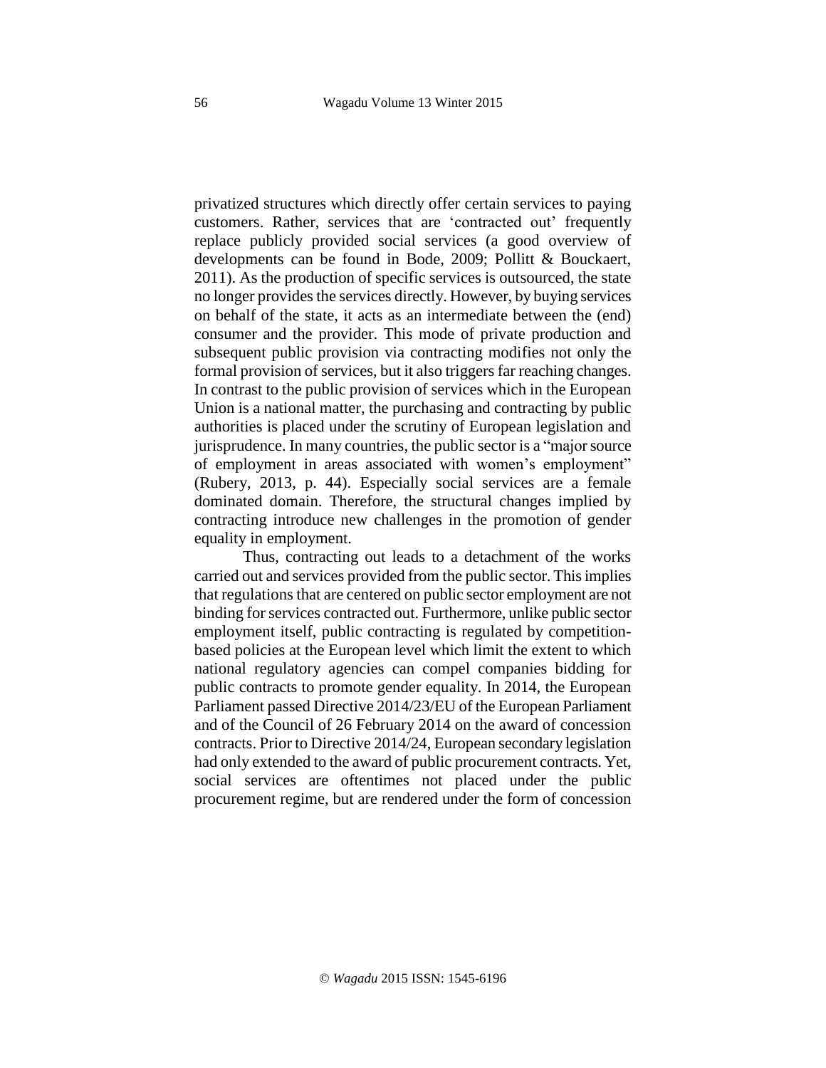privatized structures which directly offer certain services to paying customers. Rather, services that are 'contracted out' frequently replace publicly provided social services (a good overview of developments can be found in Bode, 2009; Pollitt & Bouckaert, 2011). As the production of specific services is outsourced, the state no longer provides the services directly. However, by buying services on behalf of the state, it acts as an intermediate between the (end) consumer and the provider. This mode of private production and subsequent public provision via contracting modifies not only the formal provision of services, but it also triggers far reaching changes. In contrast to the public provision of services which in the European Union is a national matter, the purchasing and contracting by public authorities is placed under the scrutiny of European legislation and jurisprudence. In many countries, the public sector is a "major source of employment in areas associated with women's employment" (Rubery, 2013, p. 44). Especially social services are a female dominated domain. Therefore, the structural changes implied by contracting introduce new challenges in the promotion of gender equality in employment.

Thus, contracting out leads to a detachment of the works carried out and services provided from the public sector. This implies that regulations that are centered on public sector employment are not binding for services contracted out. Furthermore, unlike public sector employment itself, public contracting is regulated by competition-based policies at the European level which limit the extent to which national regulatory agencies can compel companies bidding for public contracts to promote gender equality. In 2014, the European Parliament passed Directive 2014/23/EU of the European Parliament and of the Council of 26 February 2014 on the award of concession contracts. Prior to Directive 2014/24, European secondary legislation had only extended to the award of public procurement contracts. Yet, social services are oftentimes not placed under the public procurement regime, but are rendered under the form of concession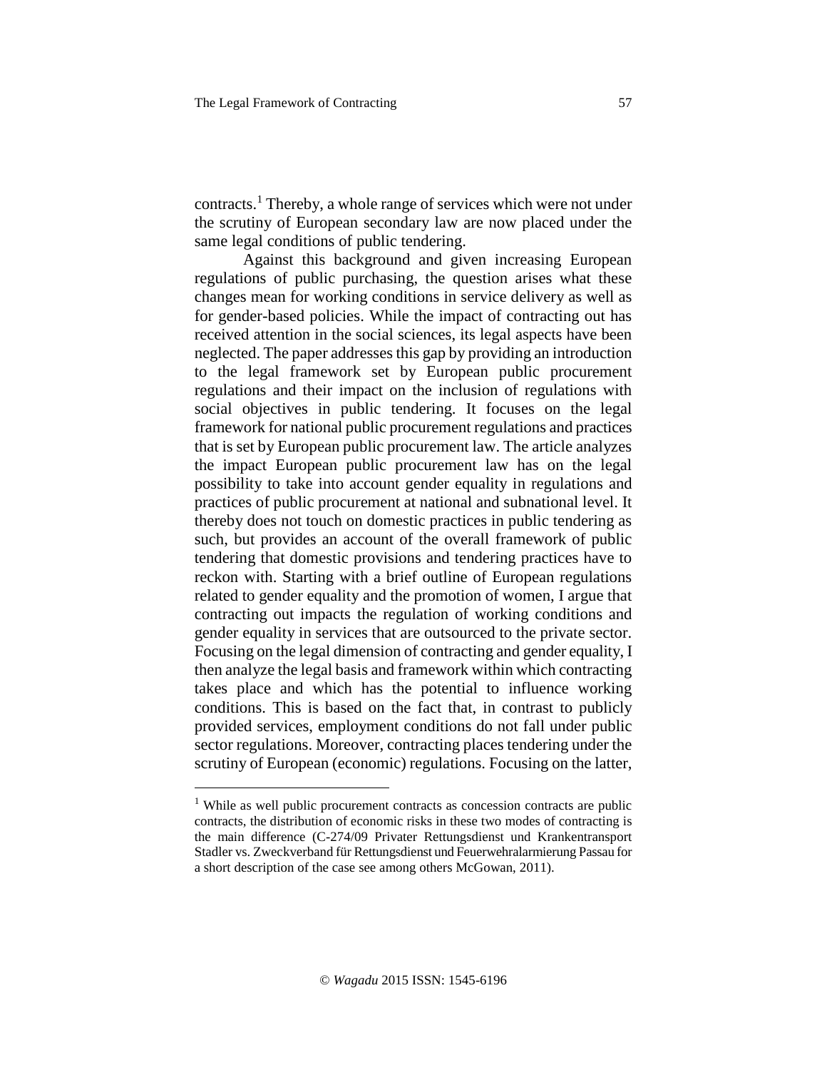contracts.[1] Thereby, a whole range of services which were not under the scrutiny of European secondary law are now placed under the same legal conditions of public tendering.

Against this background and given increasing European regulations of public purchasing, the question arises what these changes mean for working conditions in service delivery as well as for gender-based policies. While the impact of contracting out has received attention in the social sciences, its legal aspects have been neglected. The paper addresses this gap by providing an introduction to the legal framework set by European public procurement regulations and their impact on the inclusion of regulations with social objectives in public tendering. It focuses on the legal framework for national public procurement regulations and practices that is set by European public procurement law. The article analyzes the impact European public procurement law has on the legal possibility to take into account gender equality in regulations and practices of public procurement at national and subnational level. It thereby does not touch on domestic practices in public tendering as such, but provides an account of the overall framework of public tendering that domestic provisions and tendering practices have to reckon with. Starting with a brief outline of European regulations related to gender equality and the promotion of women, I argue that contracting out impacts the regulation of working conditions and gender equality in services that are outsourced to the private sector. Focusing on the legal dimension of contracting and gender equality, I then analyze the legal basis and framework within which contracting takes place and which has the potential to influence working conditions. This is based on the fact that, in contrast to publicly provided services, employment conditions do not fall under public sector regulations. Moreover, contracting places tendering under the scrutiny of European (economic) regulations. Focusing on the latter,

---

[1] While as well public procurement contracts as concession contracts are public contracts, the distribution of economic risks in these two modes of contracting is the main difference (C-274/09 Privater Rettungsdienst und Krankentransport Stadler vs. Zweckverband für Rettungsdienst und Feuerwehralarmierung Passau for a short description of the case see among others McGowan, 2011).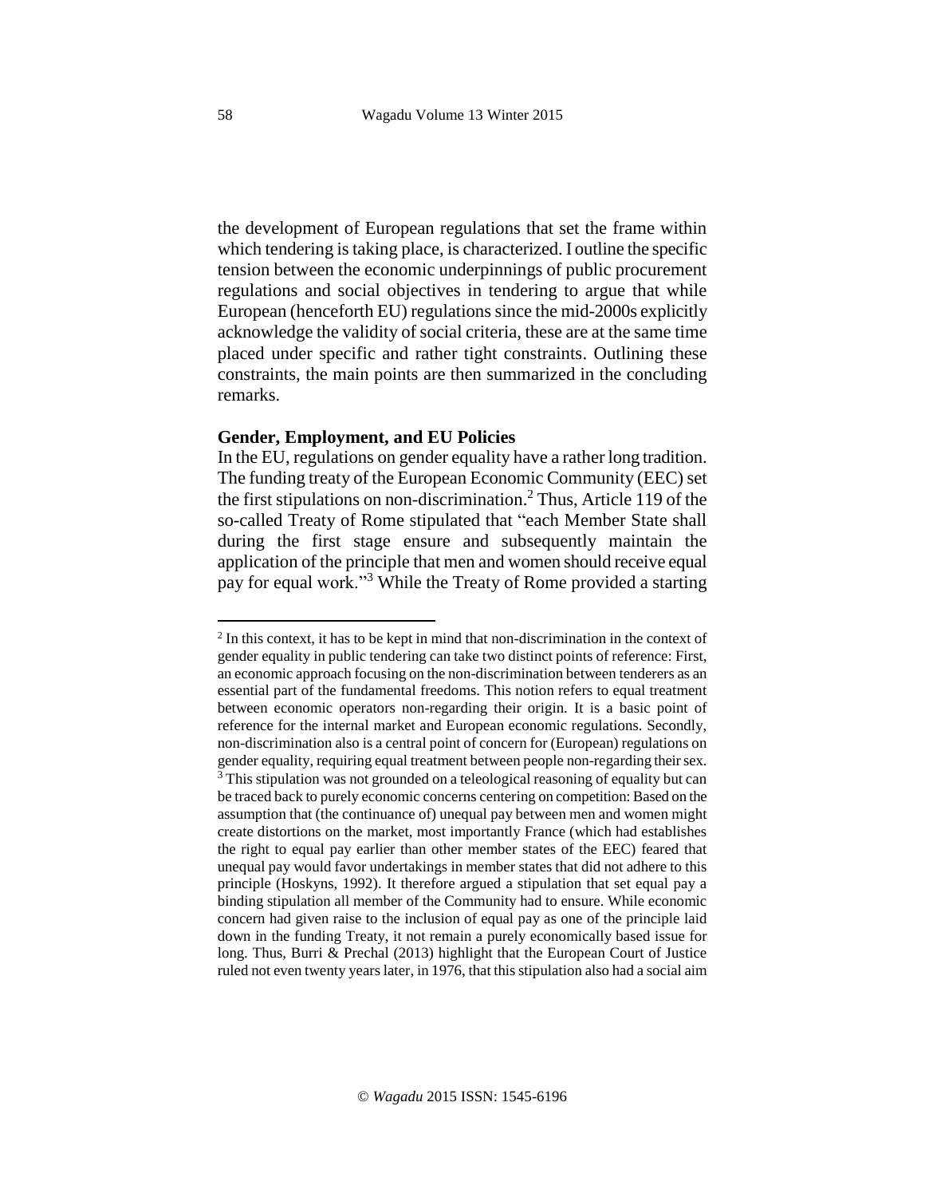the development of European regulations that set the frame within which tendering is taking place, is characterized. I outline the specific tension between the economic underpinnings of public procurement regulations and social objectives in tendering to argue that while European (henceforth EU) regulations since the mid-2000s explicitly acknowledge the validity of social criteria, these are at the same time placed under specific and rather tight constraints. Outlining these constraints, the main points are then summarized in the concluding remarks.

### Gender, Employment, and EU Policies

In the EU, regulations on gender equality have a rather long tradition. The funding treaty of the European Economic Community (EEC) set the first stipulations on non-discrimination.[2] Thus, Article 119 of the so-called Treaty of Rome stipulated that "each Member State shall during the first stage ensure and subsequently maintain the application of the principle that men and women should receive equal pay for equal work."[3] While the Treaty of Rome provided a starting

---

[2] In this context, it has to be kept in mind that non-discrimination in the context of gender equality in public tendering can take two distinct points of reference: First, an economic approach focusing on the non-discrimination between tenderers as an essential part of the fundamental freedoms. This notion refers to equal treatment between economic operators non-regarding their origin. It is a basic point of reference for the internal market and European economic regulations. Secondly, non-discrimination also is a central point of concern for (European) regulations on gender equality, requiring equal treatment between people non-regarding their sex.

[3] This stipulation was not grounded on a teleological reasoning of equality but can be traced back to purely economic concerns centering on competition: Based on the assumption that (the continuance of) unequal pay between men and women might create distortions on the market, most importantly France (which had establishes the right to equal pay earlier than other member states of the EEC) feared that unequal pay would favor undertakings in member states that did not adhere to this principle (Hoskyns, 1992). It therefore argued a stipulation that set equal pay a binding stipulation all member of the Community had to ensure. While economic concern had given raise to the inclusion of equal pay as one of the principle laid down in the funding Treaty, it not remain a purely economically based issue for long. Thus, Burri & Prechal (2013) highlight that the European Court of Justice ruled not even twenty years later, in 1976, that this stipulation also had a social aim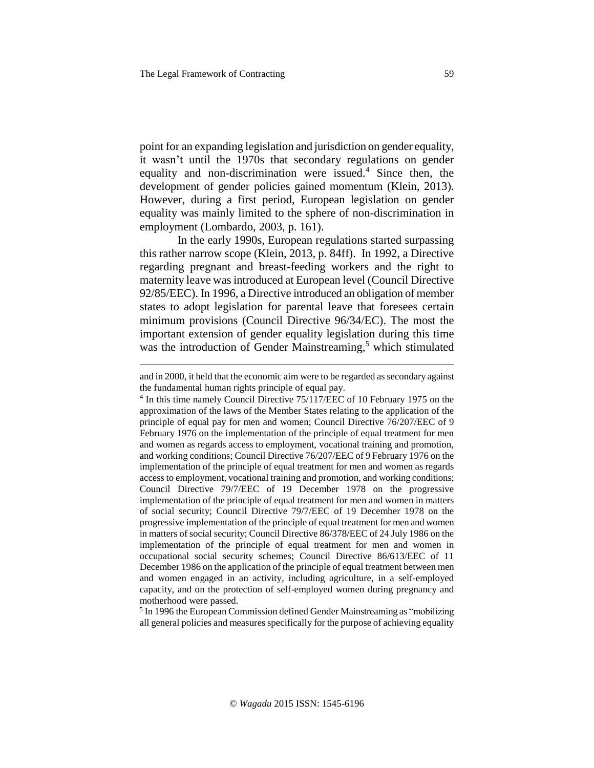point for an expanding legislation and jurisdiction on gender equality, it wasn't until the 1970s that secondary regulations on gender equality and non-discrimination were issued.[4] Since then, the development of gender policies gained momentum (Klein, 2013). However, during a first period, European legislation on gender equality was mainly limited to the sphere of non-discrimination in employment (Lombardo, 2003, p. 161).

In the early 1990s, European regulations started surpassing this rather narrow scope (Klein, 2013, p. 84ff). In 1992, a Directive regarding pregnant and breast-feeding workers and the right to maternity leave was introduced at European level (Council Directive 92/85/EEC). In 1996, a Directive introduced an obligation of member states to adopt legislation for parental leave that foresees certain minimum provisions (Council Directive 96/34/EC). The most the important extension of gender equality legislation during this time was the introduction of Gender Mainstreaming,[5] which stimulated

---

and in 2000, it held that the economic aim were to be regarded as secondary against the fundamental human rights principle of equal pay.

[4] In this time namely Council Directive 75/117/EEC of 10 February 1975 on the approximation of the laws of the Member States relating to the application of the principle of equal pay for men and women; Council Directive 76/207/EEC of 9 February 1976 on the implementation of the principle of equal treatment for men and women as regards access to employment, vocational training and promotion, and working conditions; Council Directive 76/207/EEC of 9 February 1976 on the implementation of the principle of equal treatment for men and women as regards access to employment, vocational training and promotion, and working conditions; Council Directive 79/7/EEC of 19 December 1978 on the progressive implementation of the principle of equal treatment for men and women in matters of social security; Council Directive 79/7/EEC of 19 December 1978 on the progressive implementation of the principle of equal treatment for men and women in matters of social security; Council Directive 86/378/EEC of 24 July 1986 on the implementation of the principle of equal treatment for men and women in occupational social security schemes; Council Directive 86/613/EEC of 11 December 1986 on the application of the principle of equal treatment between men and women engaged in an activity, including agriculture, in a self-employed capacity, and on the protection of self-employed women during pregnancy and motherhood were passed.

[5] In 1996 the European Commission defined Gender Mainstreaming as "mobilizing all general policies and measures specifically for the purpose of achieving equality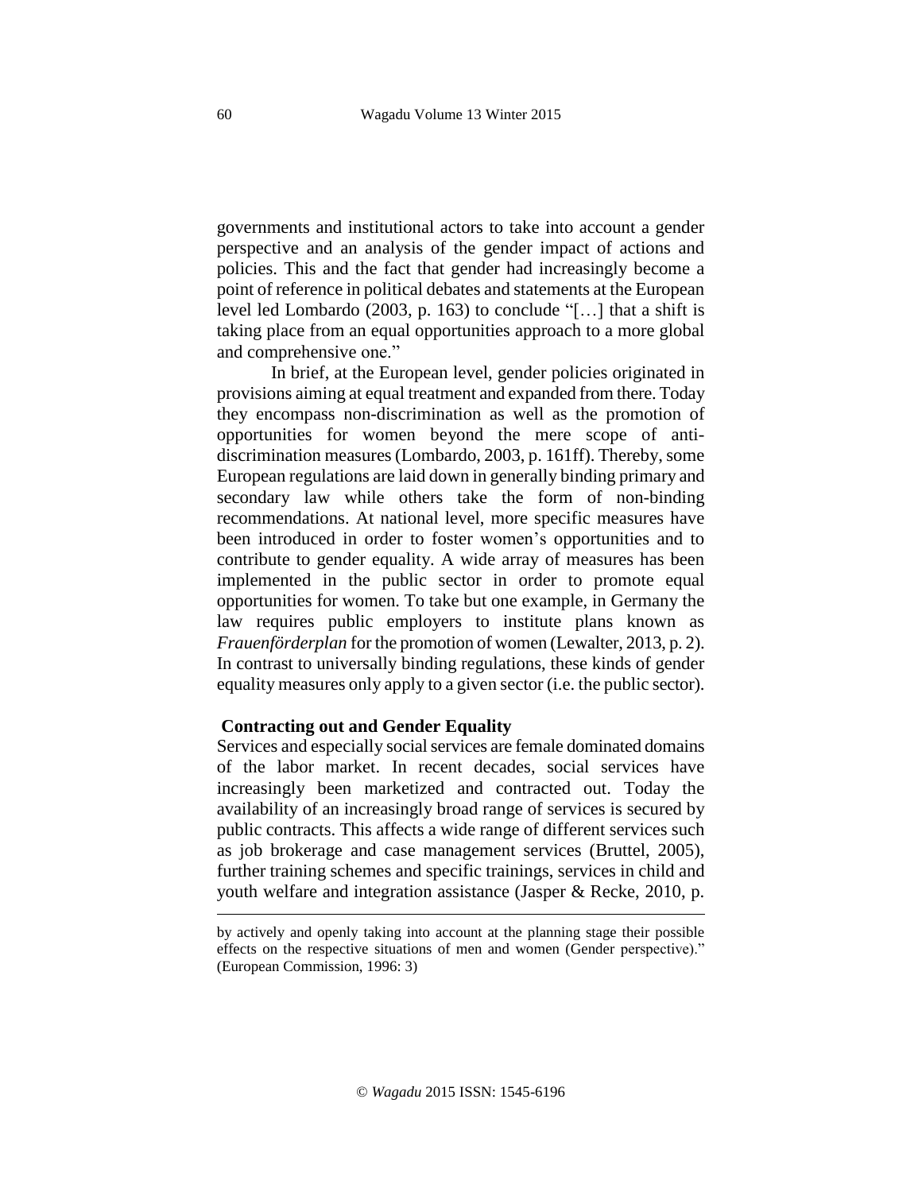governments and institutional actors to take into account a gender perspective and an analysis of the gender impact of actions and policies. This and the fact that gender had increasingly become a point of reference in political debates and statements at the European level led Lombardo (2003, p. 163) to conclude "[…] that a shift is taking place from an equal opportunities approach to a more global and comprehensive one."

In brief, at the European level, gender policies originated in provisions aiming at equal treatment and expanded from there. Today they encompass non-discrimination as well as the promotion of opportunities for women beyond the mere scope of anti-discrimination measures (Lombardo, 2003, p. 161ff). Thereby, some European regulations are laid down in generally binding primary and secondary law while others take the form of non-binding recommendations. At national level, more specific measures have been introduced in order to foster women's opportunities and to contribute to gender equality. A wide array of measures has been implemented in the public sector in order to promote equal opportunities for women. To take but one example, in Germany the law requires public employers to institute plans known as *Frauenförderplan* for the promotion of women (Lewalter, 2013, p. 2). In contrast to universally binding regulations, these kinds of gender equality measures only apply to a given sector (i.e. the public sector).

## Contracting out and Gender Equality

Services and especially social services are female dominated domains of the labor market. In recent decades, social services have increasingly been marketized and contracted out. Today the availability of an increasingly broad range of services is secured by public contracts. This affects a wide range of different services such as job brokerage and case management services (Bruttel, 2005), further training schemes and specific trainings, services in child and youth welfare and integration assistance (Jasper & Recke, 2010, p.

---

by actively and openly taking into account at the planning stage their possible effects on the respective situations of men and women (Gender perspective)." (European Commission, 1996: 3)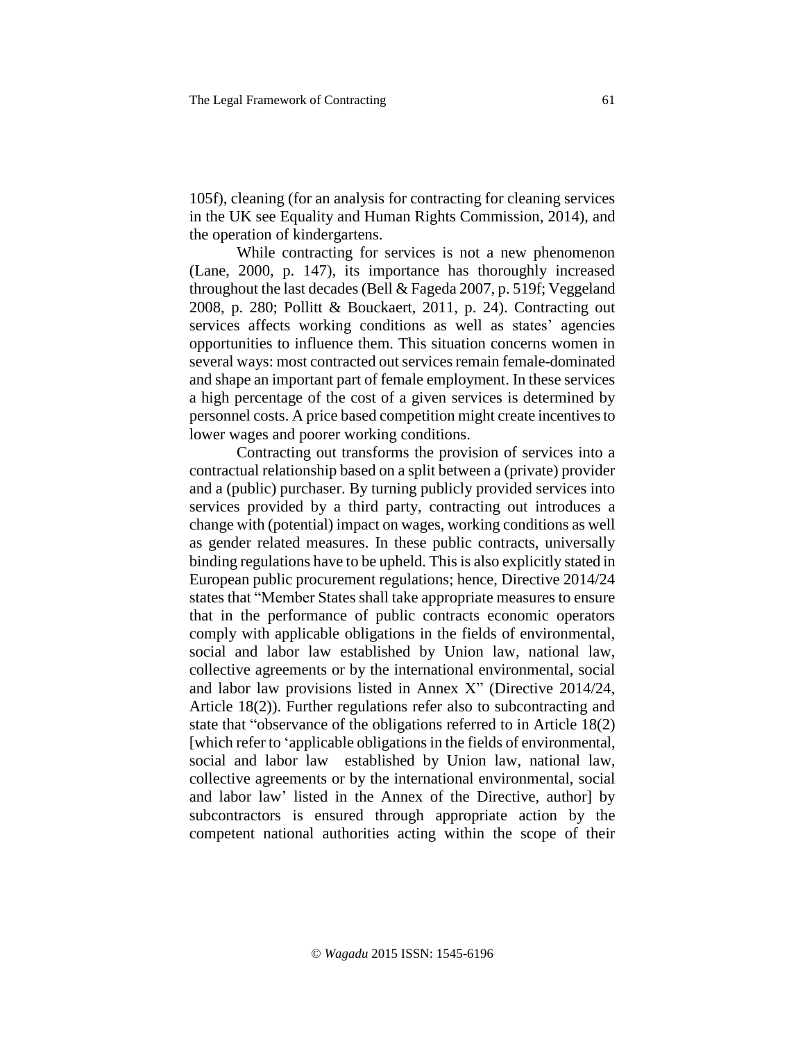105f), cleaning (for an analysis for contracting for cleaning services in the UK see Equality and Human Rights Commission, 2014), and the operation of kindergartens.

While contracting for services is not a new phenomenon (Lane, 2000, p. 147), its importance has thoroughly increased throughout the last decades (Bell & Fageda 2007, p. 519f; Veggeland 2008, p. 280; Pollitt & Bouckaert, 2011, p. 24). Contracting out services affects working conditions as well as states' agencies opportunities to influence them. This situation concerns women in several ways: most contracted out services remain female-dominated and shape an important part of female employment. In these services a high percentage of the cost of a given services is determined by personnel costs. A price based competition might create incentives to lower wages and poorer working conditions.

Contracting out transforms the provision of services into a contractual relationship based on a split between a (private) provider and a (public) purchaser. By turning publicly provided services into services provided by a third party, contracting out introduces a change with (potential) impact on wages, working conditions as well as gender related measures. In these public contracts, universally binding regulations have to be upheld. This is also explicitly stated in European public procurement regulations; hence, Directive 2014/24 states that "Member States shall take appropriate measures to ensure that in the performance of public contracts economic operators comply with applicable obligations in the fields of environmental, social and labor law established by Union law, national law, collective agreements or by the international environmental, social and labor law provisions listed in Annex X" (Directive 2014/24, Article 18(2)). Further regulations refer also to subcontracting and state that "observance of the obligations referred to in Article 18(2) [which refer to 'applicable obligations in the fields of environmental, social and labor law established by Union law, national law, collective agreements or by the international environmental, social and labor law' listed in the Annex of the Directive, author] by subcontractors is ensured through appropriate action by the competent national authorities acting within the scope of their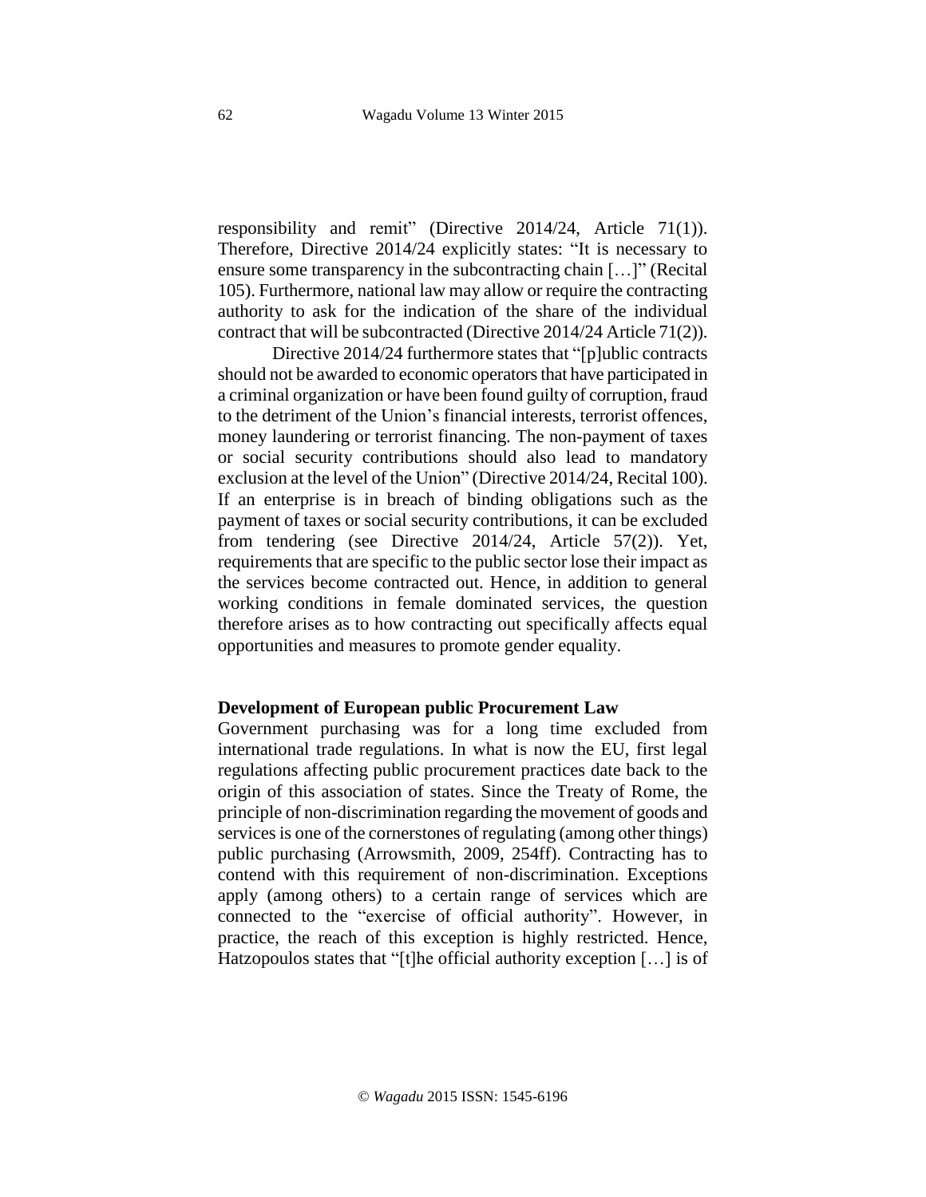responsibility and remit" (Directive 2014/24, Article 71(1)). Therefore, Directive 2014/24 explicitly states: "It is necessary to ensure some transparency in the subcontracting chain […]" (Recital 105). Furthermore, national law may allow or require the contracting authority to ask for the indication of the share of the individual contract that will be subcontracted (Directive 2014/24 Article 71(2)).

Directive 2014/24 furthermore states that "[p]ublic contracts should not be awarded to economic operators that have participated in a criminal organization or have been found guilty of corruption, fraud to the detriment of the Union's financial interests, terrorist offences, money laundering or terrorist financing. The non-payment of taxes or social security contributions should also lead to mandatory exclusion at the level of the Union" (Directive 2014/24, Recital 100). If an enterprise is in breach of binding obligations such as the payment of taxes or social security contributions, it can be excluded from tendering (see Directive 2014/24, Article 57(2)). Yet, requirements that are specific to the public sector lose their impact as the services become contracted out. Hence, in addition to general working conditions in female dominated services, the question therefore arises as to how contracting out specifically affects equal opportunities and measures to promote gender equality.

**Development of European public Procurement Law**

Government purchasing was for a long time excluded from international trade regulations. In what is now the EU, first legal regulations affecting public procurement practices date back to the origin of this association of states. Since the Treaty of Rome, the principle of non-discrimination regarding the movement of goods and services is one of the cornerstones of regulating (among other things) public purchasing (Arrowsmith, 2009, 254ff). Contracting has to contend with this requirement of non-discrimination. Exceptions apply (among others) to a certain range of services which are connected to the "exercise of official authority". However, in practice, the reach of this exception is highly restricted. Hence, Hatzopoulos states that "[t]he official authority exception […] is of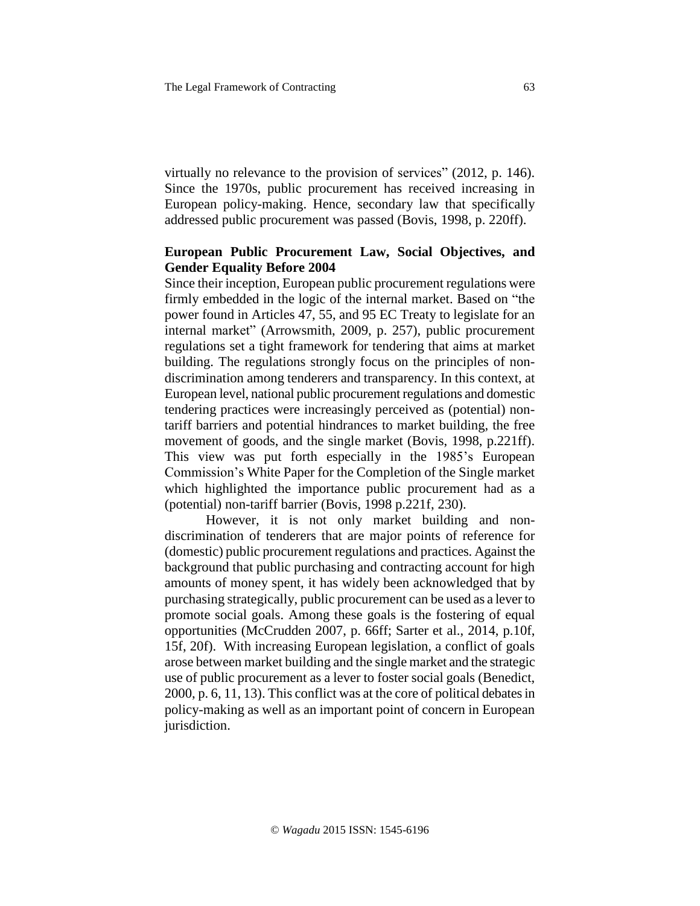virtually no relevance to the provision of services" (2012, p. 146). Since the 1970s, public procurement has received increasing in European policy-making. Hence, secondary law that specifically addressed public procurement was passed (Bovis, 1998, p. 220ff).

## European Public Procurement Law, Social Objectives, and Gender Equality Before 2004

Since their inception, European public procurement regulations were firmly embedded in the logic of the internal market. Based on "the power found in Articles 47, 55, and 95 EC Treaty to legislate for an internal market" (Arrowsmith, 2009, p. 257), public procurement regulations set a tight framework for tendering that aims at market building. The regulations strongly focus on the principles of non-discrimination among tenderers and transparency. In this context, at European level, national public procurement regulations and domestic tendering practices were increasingly perceived as (potential) non-tariff barriers and potential hindrances to market building, the free movement of goods, and the single market (Bovis, 1998, p.221ff). This view was put forth especially in the 1985's European Commission's White Paper for the Completion of the Single market which highlighted the importance public procurement had as a (potential) non-tariff barrier (Bovis, 1998 p.221f, 230).

However, it is not only market building and non-discrimination of tenderers that are major points of reference for (domestic) public procurement regulations and practices. Against the background that public purchasing and contracting account for high amounts of money spent, it has widely been acknowledged that by purchasing strategically, public procurement can be used as a lever to promote social goals. Among these goals is the fostering of equal opportunities (McCrudden 2007, p. 66ff; Sarter et al., 2014, p.10f, 15f, 20f). With increasing European legislation, a conflict of goals arose between market building and the single market and the strategic use of public procurement as a lever to foster social goals (Benedict, 2000, p. 6, 11, 13). This conflict was at the core of political debates in policy-making as well as an important point of concern in European jurisdiction.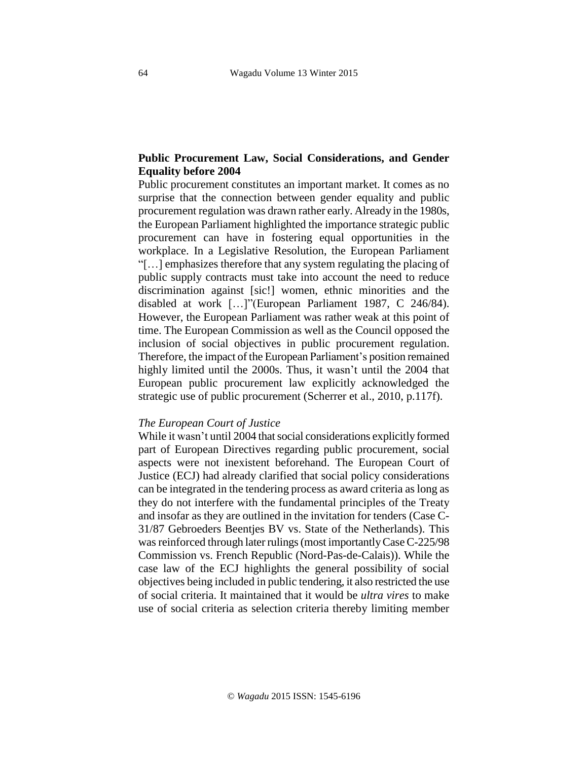## Public Procurement Law, Social Considerations, and Gender Equality before 2004

Public procurement constitutes an important market. It comes as no surprise that the connection between gender equality and public procurement regulation was drawn rather early. Already in the 1980s, the European Parliament highlighted the importance strategic public procurement can have in fostering equal opportunities in the workplace. In a Legislative Resolution, the European Parliament "[…] emphasizes therefore that any system regulating the placing of public supply contracts must take into account the need to reduce discrimination against [sic!] women, ethnic minorities and the disabled at work […]"(European Parliament 1987, C 246/84). However, the European Parliament was rather weak at this point of time. The European Commission as well as the Council opposed the inclusion of social objectives in public procurement regulation. Therefore, the impact of the European Parliament's position remained highly limited until the 2000s. Thus, it wasn't until the 2004 that European public procurement law explicitly acknowledged the strategic use of public procurement (Scherrer et al., 2010, p.117f).

### *The European Court of Justice*

While it wasn't until 2004 that social considerations explicitly formed part of European Directives regarding public procurement, social aspects were not inexistent beforehand. The European Court of Justice (ECJ) had already clarified that social policy considerations can be integrated in the tendering process as award criteria as long as they do not interfere with the fundamental principles of the Treaty and insofar as they are outlined in the invitation for tenders (Case C-31/87 Gebroeders Beentjes BV vs. State of the Netherlands). This was reinforced through later rulings (most importantly Case C-225/98 Commission vs. French Republic (Nord-Pas-de-Calais)). While the case law of the ECJ highlights the general possibility of social objectives being included in public tendering, it also restricted the use of social criteria. It maintained that it would be *ultra vires* to make use of social criteria as selection criteria thereby limiting member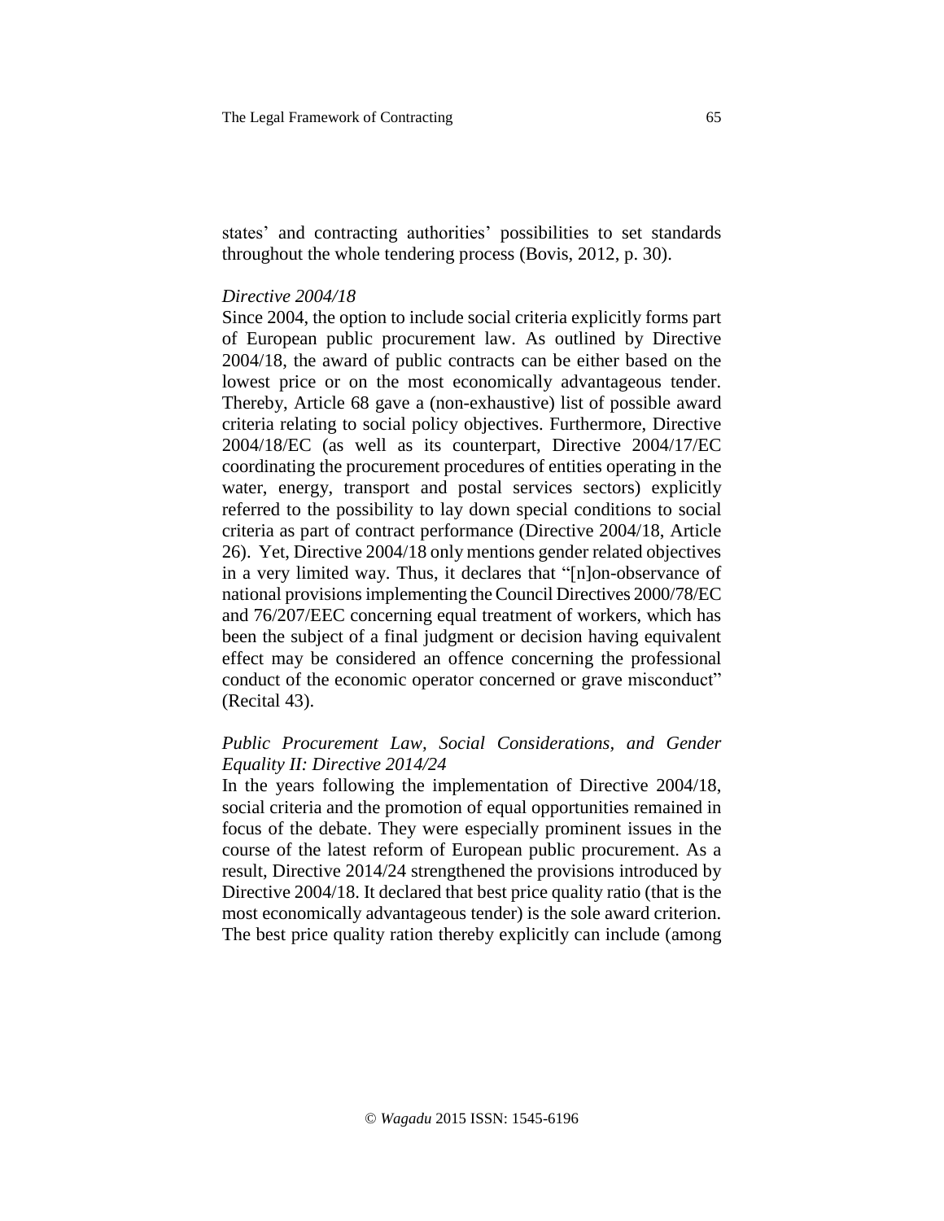states' and contracting authorities' possibilities to set standards throughout the whole tendering process (Bovis, 2012, p. 30).

*Directive 2004/18*

Since 2004, the option to include social criteria explicitly forms part of European public procurement law. As outlined by Directive 2004/18, the award of public contracts can be either based on the lowest price or on the most economically advantageous tender. Thereby, Article 68 gave a (non-exhaustive) list of possible award criteria relating to social policy objectives. Furthermore, Directive 2004/18/EC (as well as its counterpart, Directive 2004/17/EC coordinating the procurement procedures of entities operating in the water, energy, transport and postal services sectors) explicitly referred to the possibility to lay down special conditions to social criteria as part of contract performance (Directive 2004/18, Article 26). Yet, Directive 2004/18 only mentions gender related objectives in a very limited way. Thus, it declares that "[n]on-observance of national provisions implementing the Council Directives 2000/78/EC and 76/207/EEC concerning equal treatment of workers, which has been the subject of a final judgment or decision having equivalent effect may be considered an offence concerning the professional conduct of the economic operator concerned or grave misconduct" (Recital 43).

*Public Procurement Law, Social Considerations, and Gender Equality II: Directive 2014/24*

In the years following the implementation of Directive 2004/18, social criteria and the promotion of equal opportunities remained in focus of the debate. They were especially prominent issues in the course of the latest reform of European public procurement. As a result, Directive 2014/24 strengthened the provisions introduced by Directive 2004/18. It declared that best price quality ratio (that is the most economically advantageous tender) is the sole award criterion. The best price quality ration thereby explicitly can include (among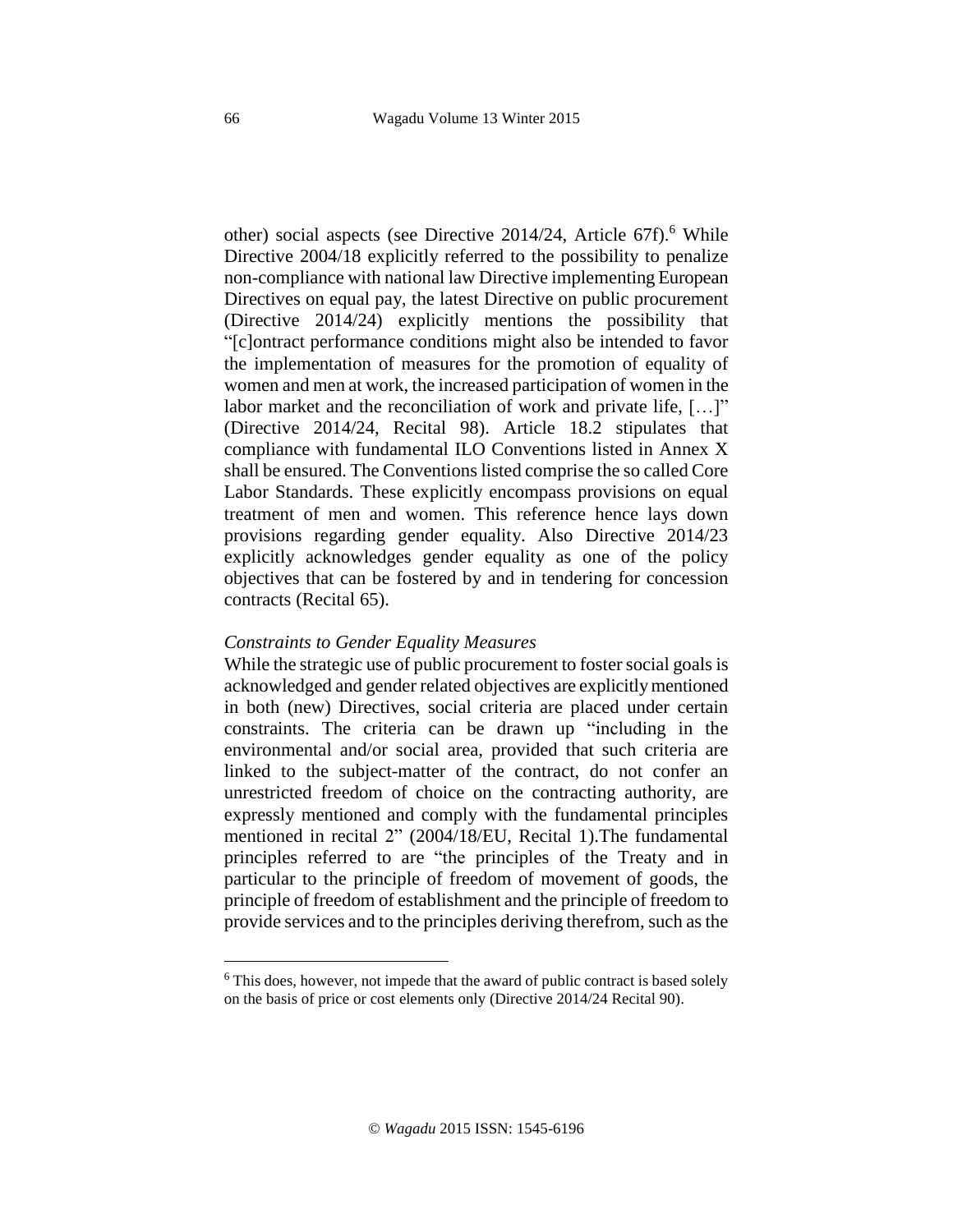other) social aspects (see Directive 2014/24, Article 67f).[6] While Directive 2004/18 explicitly referred to the possibility to penalize non-compliance with national law Directive implementing European Directives on equal pay, the latest Directive on public procurement (Directive 2014/24) explicitly mentions the possibility that "[c]ontract performance conditions might also be intended to favor the implementation of measures for the promotion of equality of women and men at work, the increased participation of women in the labor market and the reconciliation of work and private life, […]" (Directive 2014/24, Recital 98). Article 18.2 stipulates that compliance with fundamental ILO Conventions listed in Annex X shall be ensured. The Conventions listed comprise the so called Core Labor Standards. These explicitly encompass provisions on equal treatment of men and women. This reference hence lays down provisions regarding gender equality. Also Directive 2014/23 explicitly acknowledges gender equality as one of the policy objectives that can be fostered by and in tendering for concession contracts (Recital 65).

*Constraints to Gender Equality Measures*

While the strategic use of public procurement to foster social goals is acknowledged and gender related objectives are explicitly mentioned in both (new) Directives, social criteria are placed under certain constraints. The criteria can be drawn up "including in the environmental and/or social area, provided that such criteria are linked to the subject-matter of the contract, do not confer an unrestricted freedom of choice on the contracting authority, are expressly mentioned and comply with the fundamental principles mentioned in recital 2" (2004/18/EU, Recital 1).The fundamental principles referred to are "the principles of the Treaty and in particular to the principle of freedom of movement of goods, the principle of freedom of establishment and the principle of freedom to provide services and to the principles deriving therefrom, such as the

[6] This does, however, not impede that the award of public contract is based solely on the basis of price or cost elements only (Directive 2014/24 Recital 90).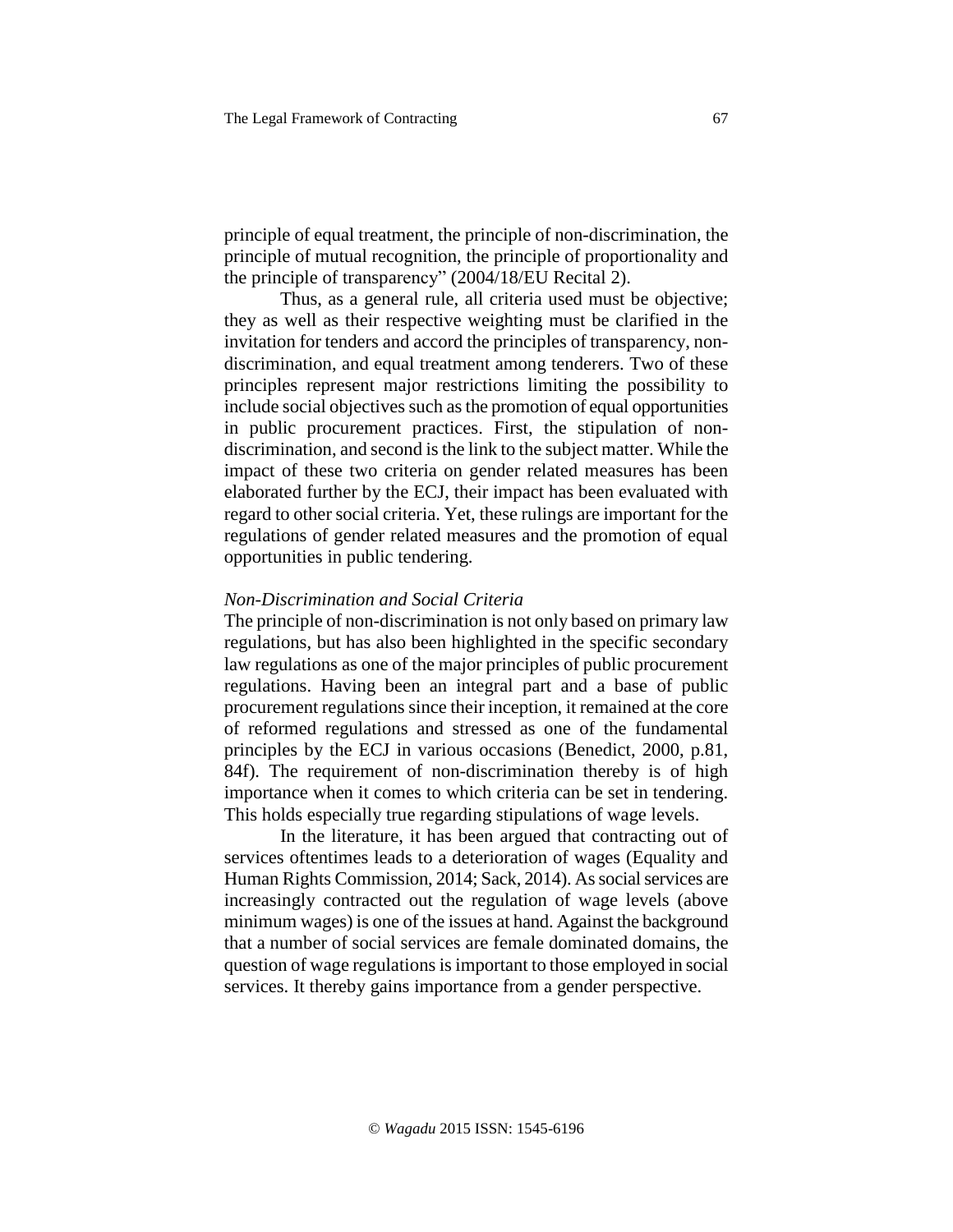principle of equal treatment, the principle of non-discrimination, the principle of mutual recognition, the principle of proportionality and the principle of transparency" (2004/18/EU Recital 2).

Thus, as a general rule, all criteria used must be objective; they as well as their respective weighting must be clarified in the invitation for tenders and accord the principles of transparency, non-discrimination, and equal treatment among tenderers. Two of these principles represent major restrictions limiting the possibility to include social objectives such as the promotion of equal opportunities in public procurement practices. First, the stipulation of non-discrimination, and second is the link to the subject matter. While the impact of these two criteria on gender related measures has been elaborated further by the ECJ, their impact has been evaluated with regard to other social criteria. Yet, these rulings are important for the regulations of gender related measures and the promotion of equal opportunities in public tendering.

*Non-Discrimination and Social Criteria*

The principle of non-discrimination is not only based on primary law regulations, but has also been highlighted in the specific secondary law regulations as one of the major principles of public procurement regulations. Having been an integral part and a base of public procurement regulations since their inception, it remained at the core of reformed regulations and stressed as one of the fundamental principles by the ECJ in various occasions (Benedict, 2000, p.81, 84f). The requirement of non-discrimination thereby is of high importance when it comes to which criteria can be set in tendering. This holds especially true regarding stipulations of wage levels.

In the literature, it has been argued that contracting out of services oftentimes leads to a deterioration of wages (Equality and Human Rights Commission, 2014; Sack, 2014). As social services are increasingly contracted out the regulation of wage levels (above minimum wages) is one of the issues at hand. Against the background that a number of social services are female dominated domains, the question of wage regulations is important to those employed in social services. It thereby gains importance from a gender perspective.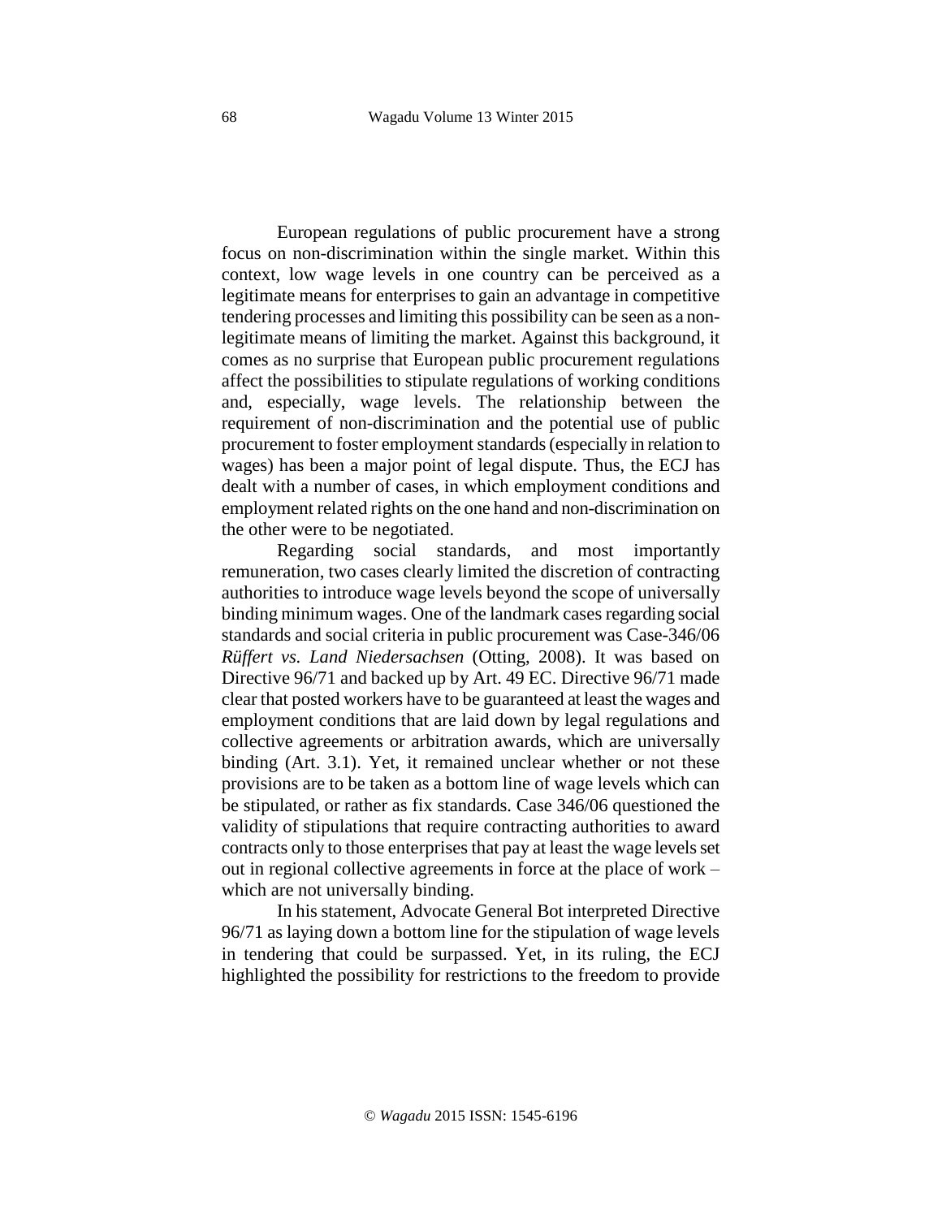European regulations of public procurement have a strong focus on non-discrimination within the single market. Within this context, low wage levels in one country can be perceived as a legitimate means for enterprises to gain an advantage in competitive tendering processes and limiting this possibility can be seen as a non-legitimate means of limiting the market. Against this background, it comes as no surprise that European public procurement regulations affect the possibilities to stipulate regulations of working conditions and, especially, wage levels. The relationship between the requirement of non-discrimination and the potential use of public procurement to foster employment standards (especially in relation to wages) has been a major point of legal dispute. Thus, the ECJ has dealt with a number of cases, in which employment conditions and employment related rights on the one hand and non-discrimination on the other were to be negotiated.

Regarding social standards, and most importantly remuneration, two cases clearly limited the discretion of contracting authorities to introduce wage levels beyond the scope of universally binding minimum wages. One of the landmark cases regarding social standards and social criteria in public procurement was Case-346/06 *Rüffert vs. Land Niedersachsen* (Otting, 2008). It was based on Directive 96/71 and backed up by Art. 49 EC. Directive 96/71 made clear that posted workers have to be guaranteed at least the wages and employment conditions that are laid down by legal regulations and collective agreements or arbitration awards, which are universally binding (Art. 3.1). Yet, it remained unclear whether or not these provisions are to be taken as a bottom line of wage levels which can be stipulated, or rather as fix standards. Case 346/06 questioned the validity of stipulations that require contracting authorities to award contracts only to those enterprises that pay at least the wage levels set out in regional collective agreements in force at the place of work – which are not universally binding.

In his statement, Advocate General Bot interpreted Directive 96/71 as laying down a bottom line for the stipulation of wage levels in tendering that could be surpassed. Yet, in its ruling, the ECJ highlighted the possibility for restrictions to the freedom to provide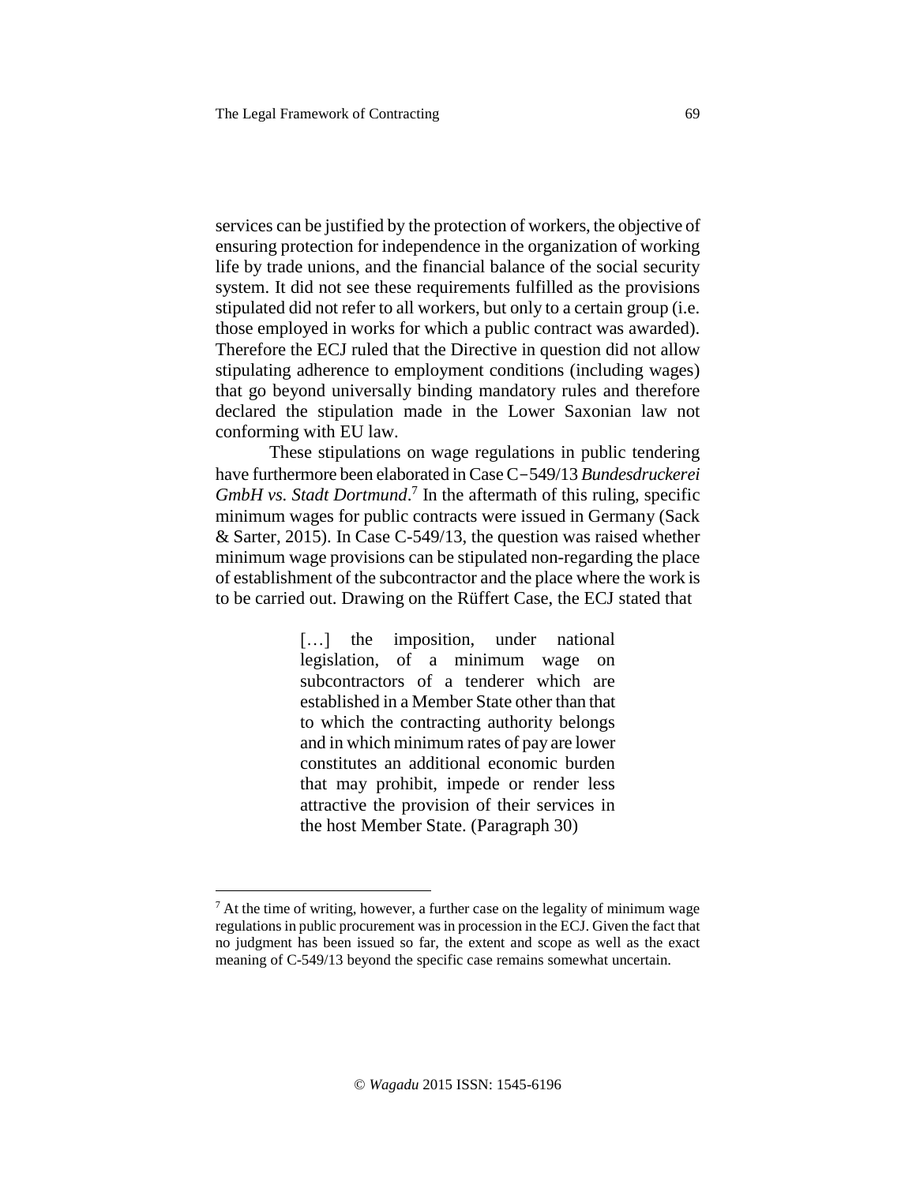services can be justified by the protection of workers, the objective of ensuring protection for independence in the organization of working life by trade unions, and the financial balance of the social security system. It did not see these requirements fulfilled as the provisions stipulated did not refer to all workers, but only to a certain group (i.e. those employed in works for which a public contract was awarded). Therefore the ECJ ruled that the Directive in question did not allow stipulating adherence to employment conditions (including wages) that go beyond universally binding mandatory rules and therefore declared the stipulation made in the Lower Saxonian law not conforming with EU law.

These stipulations on wage regulations in public tendering have furthermore been elaborated in Case C−549/13 *Bundesdruckerei GmbH vs. Stadt Dortmund*.[7] In the aftermath of this ruling, specific minimum wages for public contracts were issued in Germany (Sack & Sarter, 2015). In Case C-549/13, the question was raised whether minimum wage provisions can be stipulated non-regarding the place of establishment of the subcontractor and the place where the work is to be carried out. Drawing on the Rüffert Case, the ECJ stated that

> […] the imposition, under national legislation, of a minimum wage on subcontractors of a tenderer which are established in a Member State other than that to which the contracting authority belongs and in which minimum rates of pay are lower constitutes an additional economic burden that may prohibit, impede or render less attractive the provision of their services in the host Member State. (Paragraph 30)

[7] At the time of writing, however, a further case on the legality of minimum wage regulations in public procurement was in procession in the ECJ. Given the fact that no judgment has been issued so far, the extent and scope as well as the exact meaning of C-549/13 beyond the specific case remains somewhat uncertain.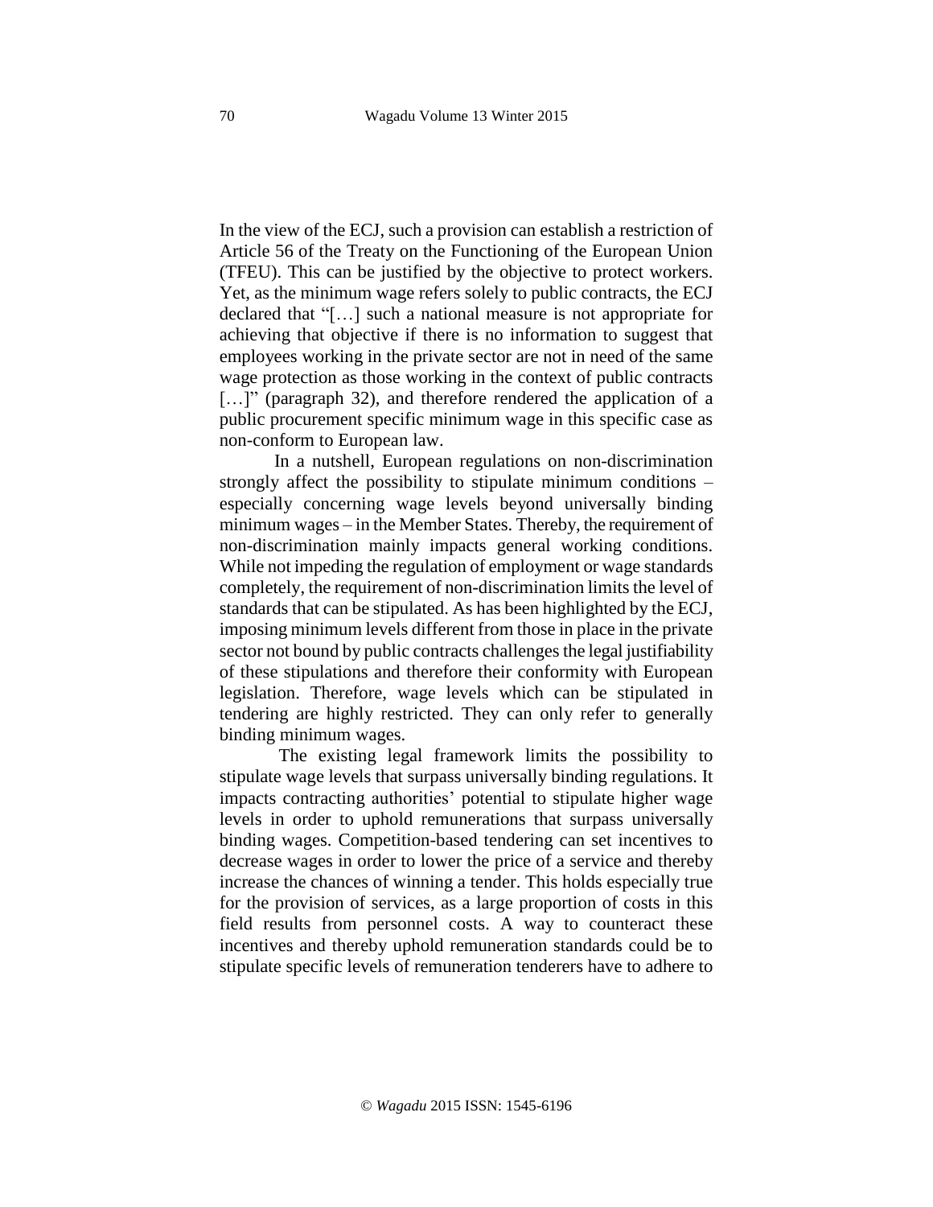In the view of the ECJ, such a provision can establish a restriction of Article 56 of the Treaty on the Functioning of the European Union (TFEU). This can be justified by the objective to protect workers. Yet, as the minimum wage refers solely to public contracts, the ECJ declared that "[…] such a national measure is not appropriate for achieving that objective if there is no information to suggest that employees working in the private sector are not in need of the same wage protection as those working in the context of public contracts […]" (paragraph 32), and therefore rendered the application of a public procurement specific minimum wage in this specific case as non-conform to European law.

In a nutshell, European regulations on non-discrimination strongly affect the possibility to stipulate minimum conditions – especially concerning wage levels beyond universally binding minimum wages – in the Member States. Thereby, the requirement of non-discrimination mainly impacts general working conditions. While not impeding the regulation of employment or wage standards completely, the requirement of non-discrimination limits the level of standards that can be stipulated. As has been highlighted by the ECJ, imposing minimum levels different from those in place in the private sector not bound by public contracts challenges the legal justifiability of these stipulations and therefore their conformity with European legislation. Therefore, wage levels which can be stipulated in tendering are highly restricted. They can only refer to generally binding minimum wages.

The existing legal framework limits the possibility to stipulate wage levels that surpass universally binding regulations. It impacts contracting authorities' potential to stipulate higher wage levels in order to uphold remunerations that surpass universally binding wages. Competition-based tendering can set incentives to decrease wages in order to lower the price of a service and thereby increase the chances of winning a tender. This holds especially true for the provision of services, as a large proportion of costs in this field results from personnel costs. A way to counteract these incentives and thereby uphold remuneration standards could be to stipulate specific levels of remuneration tenderers have to adhere to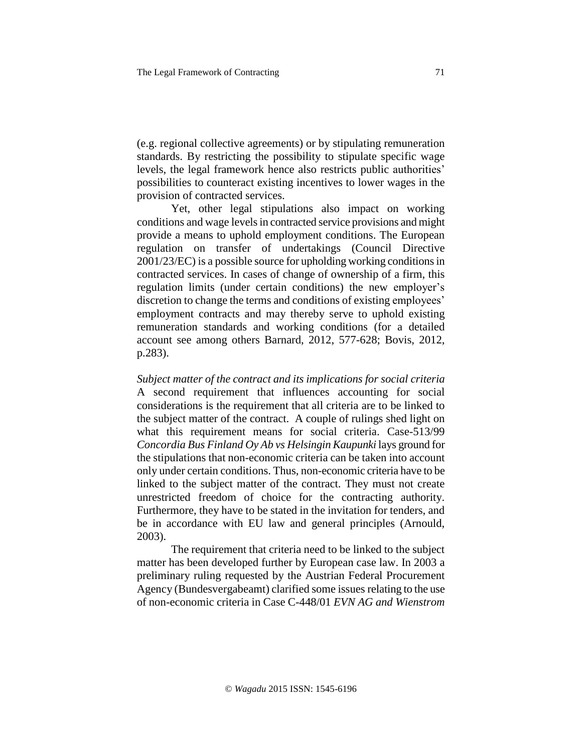(e.g. regional collective agreements) or by stipulating remuneration standards. By restricting the possibility to stipulate specific wage levels, the legal framework hence also restricts public authorities' possibilities to counteract existing incentives to lower wages in the provision of contracted services.

Yet, other legal stipulations also impact on working conditions and wage levels in contracted service provisions and might provide a means to uphold employment conditions. The European regulation on transfer of undertakings (Council Directive 2001/23/EC) is a possible source for upholding working conditions in contracted services. In cases of change of ownership of a firm, this regulation limits (under certain conditions) the new employer's discretion to change the terms and conditions of existing employees' employment contracts and may thereby serve to uphold existing remuneration standards and working conditions (for a detailed account see among others Barnard, 2012, 577-628; Bovis, 2012, p.283).

*Subject matter of the contract and its implications for social criteria*

A second requirement that influences accounting for social considerations is the requirement that all criteria are to be linked to the subject matter of the contract. A couple of rulings shed light on what this requirement means for social criteria. Case-513/99 *Concordia Bus Finland Oy Ab vs Helsingin Kaupunki* lays ground for the stipulations that non-economic criteria can be taken into account only under certain conditions. Thus, non-economic criteria have to be linked to the subject matter of the contract. They must not create unrestricted freedom of choice for the contracting authority. Furthermore, they have to be stated in the invitation for tenders, and be in accordance with EU law and general principles (Arnould, 2003).

The requirement that criteria need to be linked to the subject matter has been developed further by European case law. In 2003 a preliminary ruling requested by the Austrian Federal Procurement Agency (Bundesvergabeamt) clarified some issues relating to the use of non-economic criteria in Case C-448/01 *EVN AG and Wienstrom*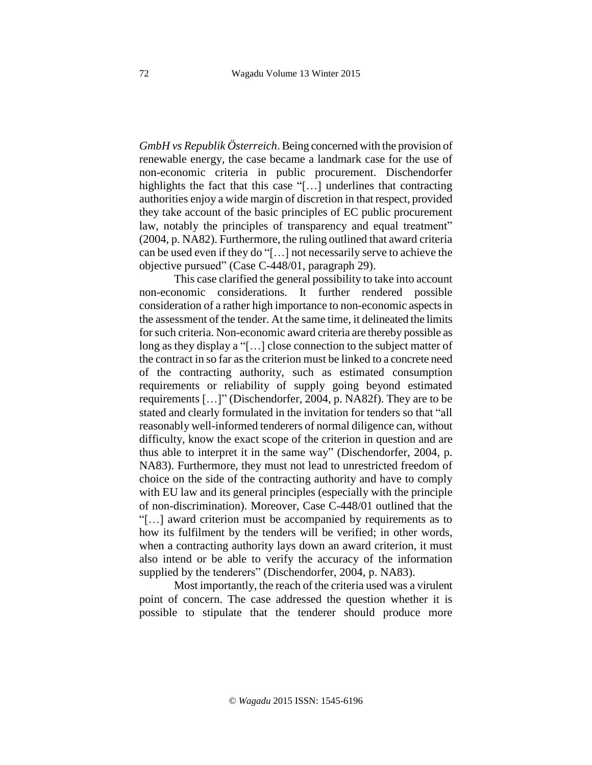*GmbH vs Republik Österreich*. Being concerned with the provision of renewable energy, the case became a landmark case for the use of non-economic criteria in public procurement. Dischendorfer highlights the fact that this case "[…] underlines that contracting authorities enjoy a wide margin of discretion in that respect, provided they take account of the basic principles of EC public procurement law, notably the principles of transparency and equal treatment" (2004, p. NA82). Furthermore, the ruling outlined that award criteria can be used even if they do "[…] not necessarily serve to achieve the objective pursued" (Case C-448/01, paragraph 29).

This case clarified the general possibility to take into account non-economic considerations. It further rendered possible consideration of a rather high importance to non-economic aspects in the assessment of the tender. At the same time, it delineated the limits for such criteria. Non-economic award criteria are thereby possible as long as they display a "[…] close connection to the subject matter of the contract in so far as the criterion must be linked to a concrete need of the contracting authority, such as estimated consumption requirements or reliability of supply going beyond estimated requirements […]" (Dischendorfer, 2004, p. NA82f). They are to be stated and clearly formulated in the invitation for tenders so that "all reasonably well-informed tenderers of normal diligence can, without difficulty, know the exact scope of the criterion in question and are thus able to interpret it in the same way" (Dischendorfer, 2004, p. NA83). Furthermore, they must not lead to unrestricted freedom of choice on the side of the contracting authority and have to comply with EU law and its general principles (especially with the principle of non-discrimination). Moreover, Case C-448/01 outlined that the "[…] award criterion must be accompanied by requirements as to how its fulfilment by the tenders will be verified; in other words, when a contracting authority lays down an award criterion, it must also intend or be able to verify the accuracy of the information supplied by the tenderers" (Dischendorfer, 2004, p. NA83).

Most importantly, the reach of the criteria used was a virulent point of concern. The case addressed the question whether it is possible to stipulate that the tenderer should produce more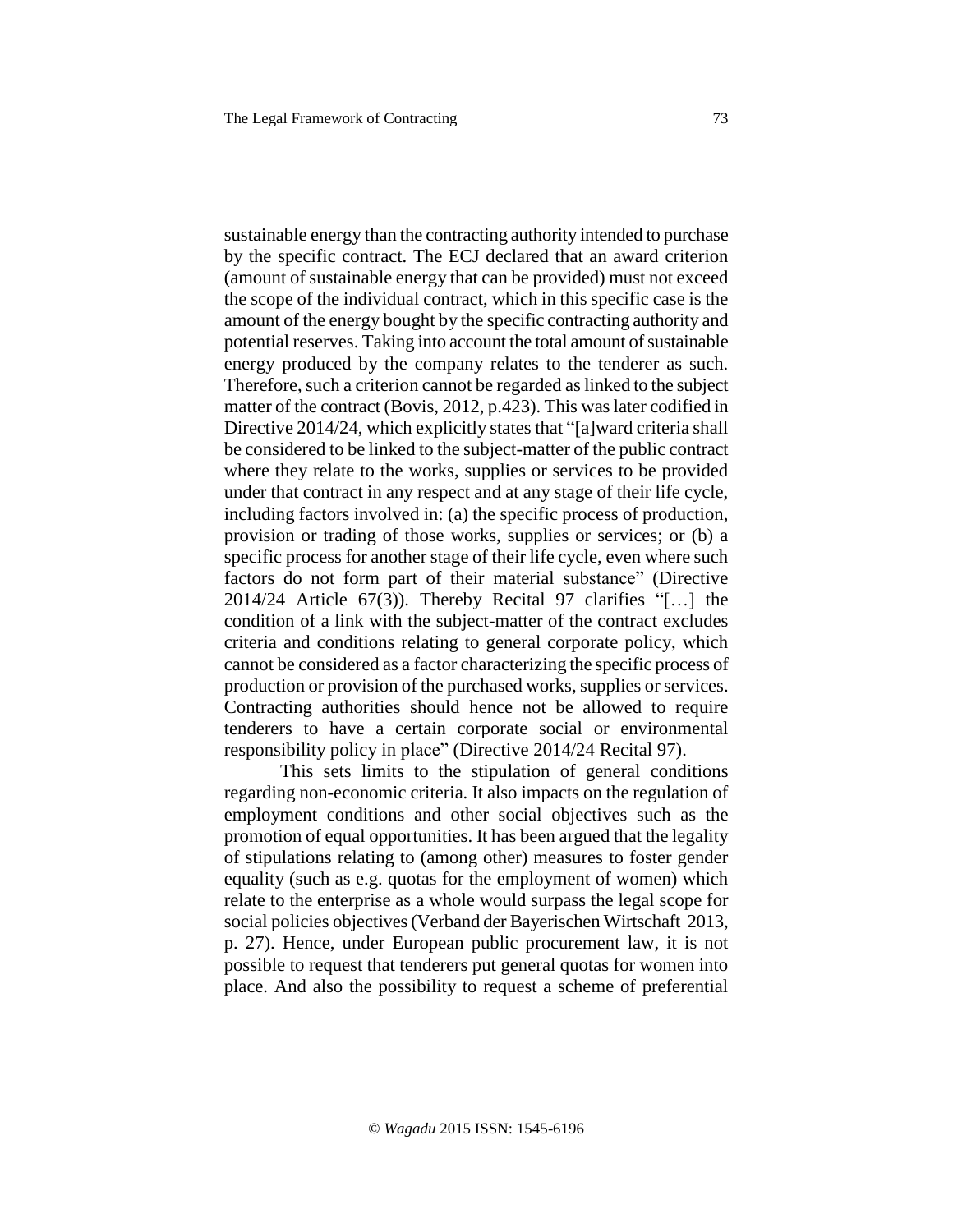sustainable energy than the contracting authority intended to purchase by the specific contract. The ECJ declared that an award criterion (amount of sustainable energy that can be provided) must not exceed the scope of the individual contract, which in this specific case is the amount of the energy bought by the specific contracting authority and potential reserves. Taking into account the total amount of sustainable energy produced by the company relates to the tenderer as such. Therefore, such a criterion cannot be regarded as linked to the subject matter of the contract (Bovis, 2012, p.423). This was later codified in Directive 2014/24, which explicitly states that "[a]ward criteria shall be considered to be linked to the subject-matter of the public contract where they relate to the works, supplies or services to be provided under that contract in any respect and at any stage of their life cycle, including factors involved in: (a) the specific process of production, provision or trading of those works, supplies or services; or (b) a specific process for another stage of their life cycle, even where such factors do not form part of their material substance" (Directive 2014/24 Article 67(3)). Thereby Recital 97 clarifies "[…] the condition of a link with the subject-matter of the contract excludes criteria and conditions relating to general corporate policy, which cannot be considered as a factor characterizing the specific process of production or provision of the purchased works, supplies or services. Contracting authorities should hence not be allowed to require tenderers to have a certain corporate social or environmental responsibility policy in place" (Directive 2014/24 Recital 97).

This sets limits to the stipulation of general conditions regarding non-economic criteria. It also impacts on the regulation of employment conditions and other social objectives such as the promotion of equal opportunities. It has been argued that the legality of stipulations relating to (among other) measures to foster gender equality (such as e.g. quotas for the employment of women) which relate to the enterprise as a whole would surpass the legal scope for social policies objectives (Verband der Bayerischen Wirtschaft 2013, p. 27). Hence, under European public procurement law, it is not possible to request that tenderers put general quotas for women into place. And also the possibility to request a scheme of preferential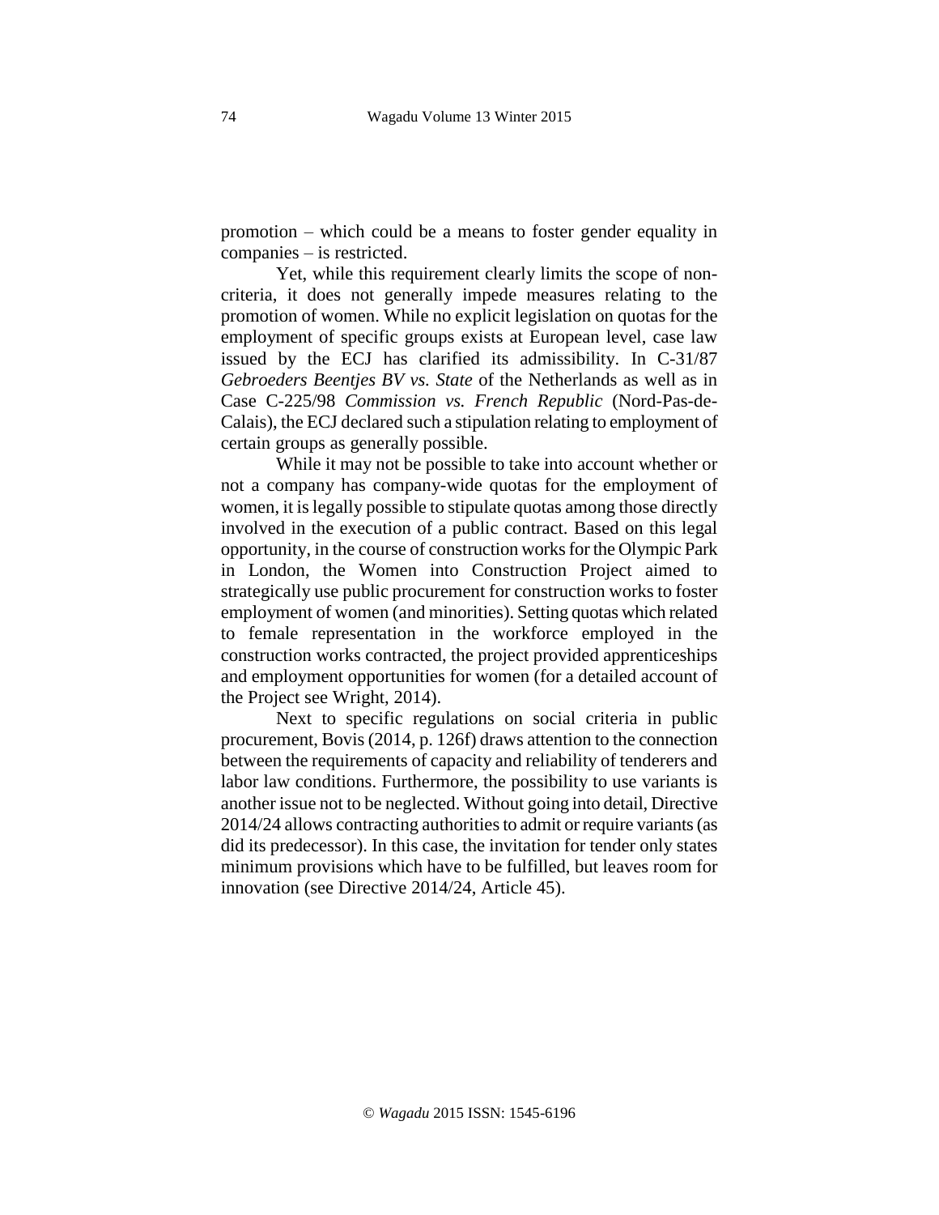promotion – which could be a means to foster gender equality in companies – is restricted.

Yet, while this requirement clearly limits the scope of non-criteria, it does not generally impede measures relating to the promotion of women. While no explicit legislation on quotas for the employment of specific groups exists at European level, case law issued by the ECJ has clarified its admissibility. In C-31/87 *Gebroeders Beentjes BV vs. State* of the Netherlands as well as in Case C-225/98 *Commission vs. French Republic* (Nord-Pas-de-Calais), the ECJ declared such a stipulation relating to employment of certain groups as generally possible.

While it may not be possible to take into account whether or not a company has company-wide quotas for the employment of women, it is legally possible to stipulate quotas among those directly involved in the execution of a public contract. Based on this legal opportunity, in the course of construction works for the Olympic Park in London, the Women into Construction Project aimed to strategically use public procurement for construction works to foster employment of women (and minorities). Setting quotas which related to female representation in the workforce employed in the construction works contracted, the project provided apprenticeships and employment opportunities for women (for a detailed account of the Project see Wright, 2014).

Next to specific regulations on social criteria in public procurement, Bovis (2014, p. 126f) draws attention to the connection between the requirements of capacity and reliability of tenderers and labor law conditions. Furthermore, the possibility to use variants is another issue not to be neglected. Without going into detail, Directive 2014/24 allows contracting authorities to admit or require variants (as did its predecessor). In this case, the invitation for tender only states minimum provisions which have to be fulfilled, but leaves room for innovation (see Directive 2014/24, Article 45).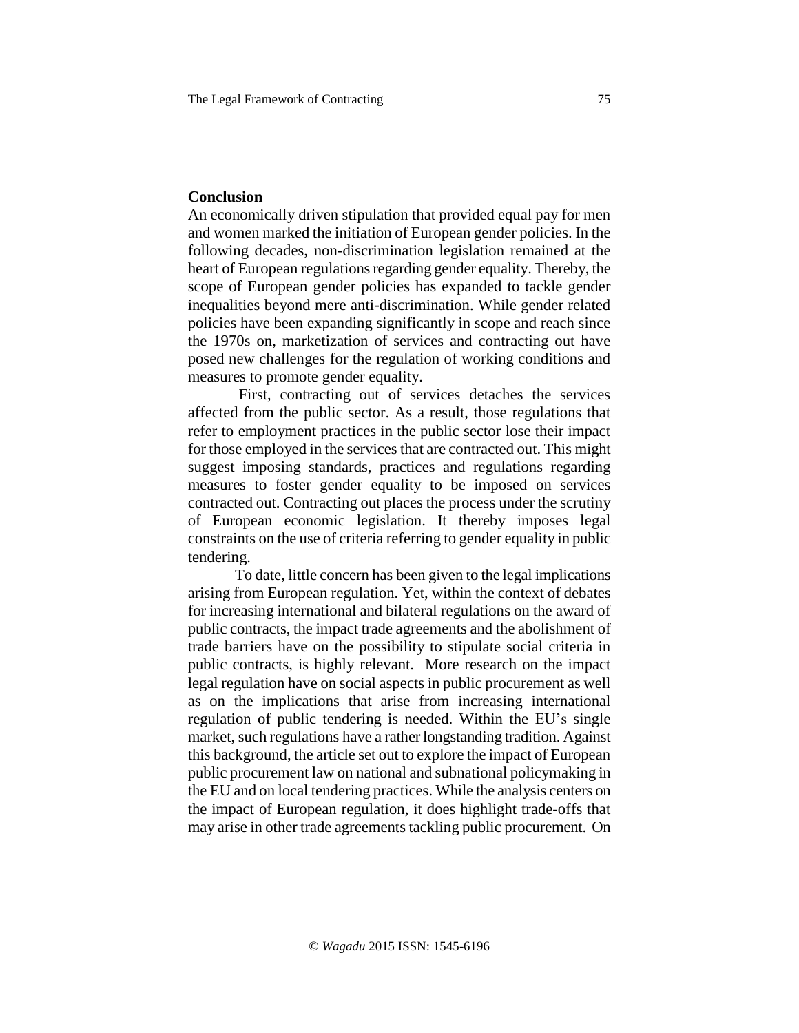## Conclusion

An economically driven stipulation that provided equal pay for men and women marked the initiation of European gender policies. In the following decades, non-discrimination legislation remained at the heart of European regulations regarding gender equality. Thereby, the scope of European gender policies has expanded to tackle gender inequalities beyond mere anti-discrimination. While gender related policies have been expanding significantly in scope and reach since the 1970s on, marketization of services and contracting out have posed new challenges for the regulation of working conditions and measures to promote gender equality.

First, contracting out of services detaches the services affected from the public sector. As a result, those regulations that refer to employment practices in the public sector lose their impact for those employed in the services that are contracted out. This might suggest imposing standards, practices and regulations regarding measures to foster gender equality to be imposed on services contracted out. Contracting out places the process under the scrutiny of European economic legislation. It thereby imposes legal constraints on the use of criteria referring to gender equality in public tendering.

To date, little concern has been given to the legal implications arising from European regulation. Yet, within the context of debates for increasing international and bilateral regulations on the award of public contracts, the impact trade agreements and the abolishment of trade barriers have on the possibility to stipulate social criteria in public contracts, is highly relevant. More research on the impact legal regulation have on social aspects in public procurement as well as on the implications that arise from increasing international regulation of public tendering is needed. Within the EU's single market, such regulations have a rather longstanding tradition. Against this background, the article set out to explore the impact of European public procurement law on national and subnational policymaking in the EU and on local tendering practices. While the analysis centers on the impact of European regulation, it does highlight trade-offs that may arise in other trade agreements tackling public procurement. On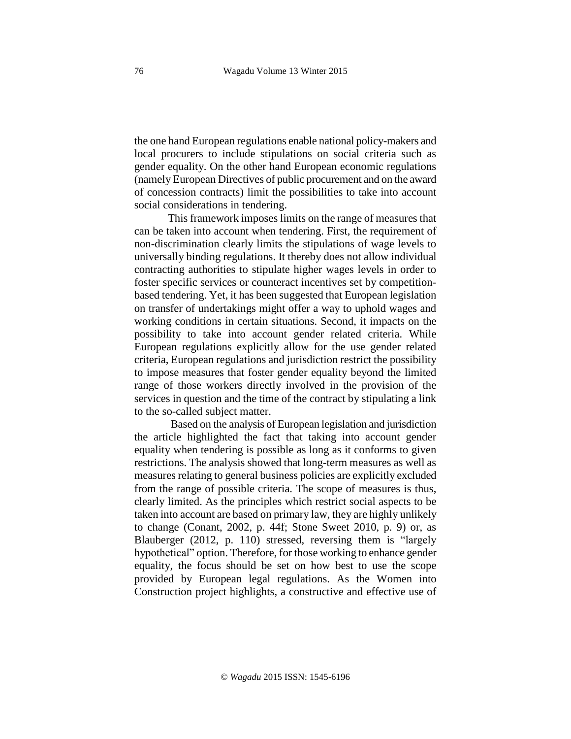the one hand European regulations enable national policy-makers and local procurers to include stipulations on social criteria such as gender equality. On the other hand European economic regulations (namely European Directives of public procurement and on the award of concession contracts) limit the possibilities to take into account social considerations in tendering.

This framework imposes limits on the range of measures that can be taken into account when tendering. First, the requirement of non-discrimination clearly limits the stipulations of wage levels to universally binding regulations. It thereby does not allow individual contracting authorities to stipulate higher wages levels in order to foster specific services or counteract incentives set by competition-based tendering. Yet, it has been suggested that European legislation on transfer of undertakings might offer a way to uphold wages and working conditions in certain situations. Second, it impacts on the possibility to take into account gender related criteria. While European regulations explicitly allow for the use gender related criteria, European regulations and jurisdiction restrict the possibility to impose measures that foster gender equality beyond the limited range of those workers directly involved in the provision of the services in question and the time of the contract by stipulating a link to the so-called subject matter.

Based on the analysis of European legislation and jurisdiction the article highlighted the fact that taking into account gender equality when tendering is possible as long as it conforms to given restrictions. The analysis showed that long-term measures as well as measures relating to general business policies are explicitly excluded from the range of possible criteria. The scope of measures is thus, clearly limited. As the principles which restrict social aspects to be taken into account are based on primary law, they are highly unlikely to change (Conant, 2002, p. 44f; Stone Sweet 2010, p. 9) or, as Blauberger (2012, p. 110) stressed, reversing them is "largely hypothetical" option. Therefore, for those working to enhance gender equality, the focus should be set on how best to use the scope provided by European legal regulations. As the Women into Construction project highlights, a constructive and effective use of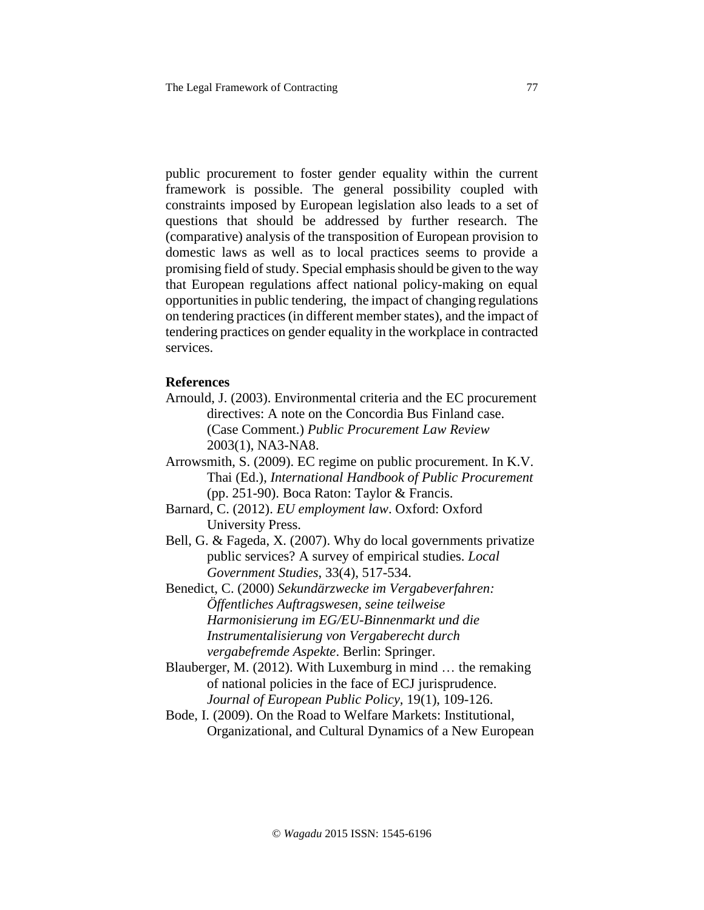public procurement to foster gender equality within the current framework is possible. The general possibility coupled with constraints imposed by European legislation also leads to a set of questions that should be addressed by further research. The (comparative) analysis of the transposition of European provision to domestic laws as well as to local practices seems to provide a promising field of study. Special emphasis should be given to the way that European regulations affect national policy-making on equal opportunities in public tendering, the impact of changing regulations on tendering practices (in different member states), and the impact of tendering practices on gender equality in the workplace in contracted services.

**References**

Arnould, J. (2003). Environmental criteria and the EC procurement directives: A note on the Concordia Bus Finland case. (Case Comment.) *Public Procurement Law Review* 2003(1), NA3-NA8.

Arrowsmith, S. (2009). EC regime on public procurement. In K.V. Thai (Ed.), *International Handbook of Public Procurement* (pp. 251-90). Boca Raton: Taylor & Francis.

Barnard, C. (2012). *EU employment law*. Oxford: Oxford University Press.

Bell, G. & Fageda, X. (2007). Why do local governments privatize public services? A survey of empirical studies. *Local Government Studies*, 33(4), 517-534.

Benedict, C. (2000) *Sekundärzwecke im Vergabeverfahren: Öffentliches Auftragswesen, seine teilweise Harmonisierung im EG/EU-Binnenmarkt und die Instrumentalisierung von Vergaberecht durch vergabefremde Aspekte*. Berlin: Springer.

Blauberger, M. (2012). With Luxemburg in mind … the remaking of national policies in the face of ECJ jurisprudence. *Journal of European Public Policy*, 19(1), 109-126.

Bode, I. (2009). On the Road to Welfare Markets: Institutional, Organizational, and Cultural Dynamics of a New European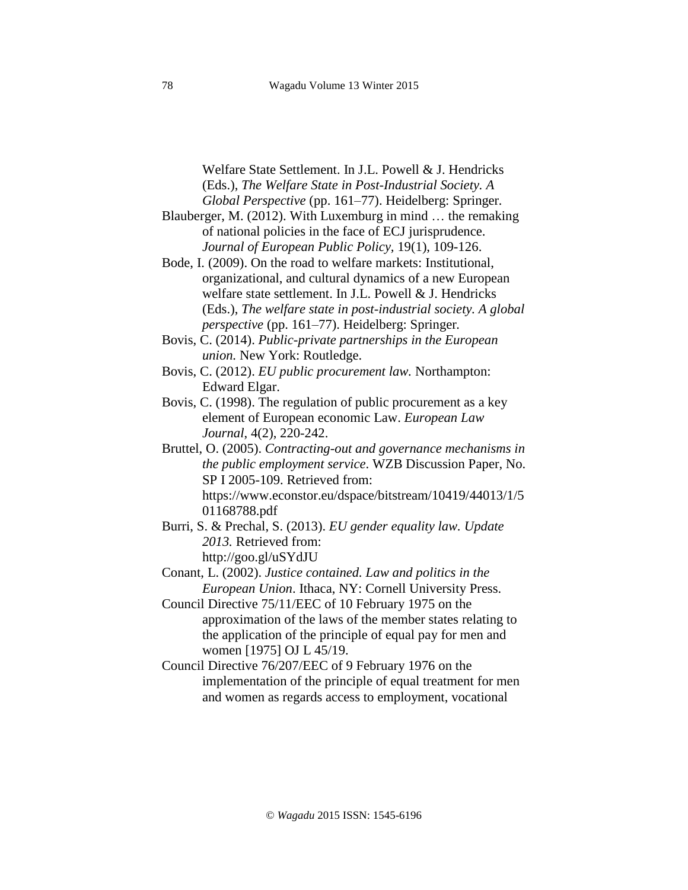Welfare State Settlement. In J.L. Powell & J. Hendricks (Eds.), *The Welfare State in Post-Industrial Society. A Global Perspective* (pp. 161–77). Heidelberg: Springer.

Blauberger, M. (2012). With Luxemburg in mind … the remaking of national policies in the face of ECJ jurisprudence. *Journal of European Public Policy*, 19(1), 109-126.

Bode, I. (2009). On the road to welfare markets: Institutional, organizational, and cultural dynamics of a new European welfare state settlement. In J.L. Powell & J. Hendricks (Eds.), *The welfare state in post-industrial society. A global perspective* (pp. 161–77). Heidelberg: Springer.

Bovis, C. (2014). *Public-private partnerships in the European union.* New York: Routledge.

Bovis, C. (2012). *EU public procurement law.* Northampton: Edward Elgar.

Bovis, C. (1998). The regulation of public procurement as a key element of European economic Law. *European Law Journal*, 4(2), 220-242.

Bruttel, O. (2005). *Contracting-out and governance mechanisms in the public employment service*. WZB Discussion Paper, No. SP I 2005-109. Retrieved from: https://www.econstor.eu/dspace/bitstream/10419/44013/1/501168788.pdf

Burri, S. & Prechal, S. (2013). *EU gender equality law. Update 2013.* Retrieved from: http://goo.gl/uSYdJU

Conant, L. (2002). *Justice contained. Law and politics in the European Union*. Ithaca, NY: Cornell University Press.

Council Directive 75/11/EEC of 10 February 1975 on the approximation of the laws of the member states relating to the application of the principle of equal pay for men and women [1975] OJ L 45/19.

Council Directive 76/207/EEC of 9 February 1976 on the implementation of the principle of equal treatment for men and women as regards access to employment, vocational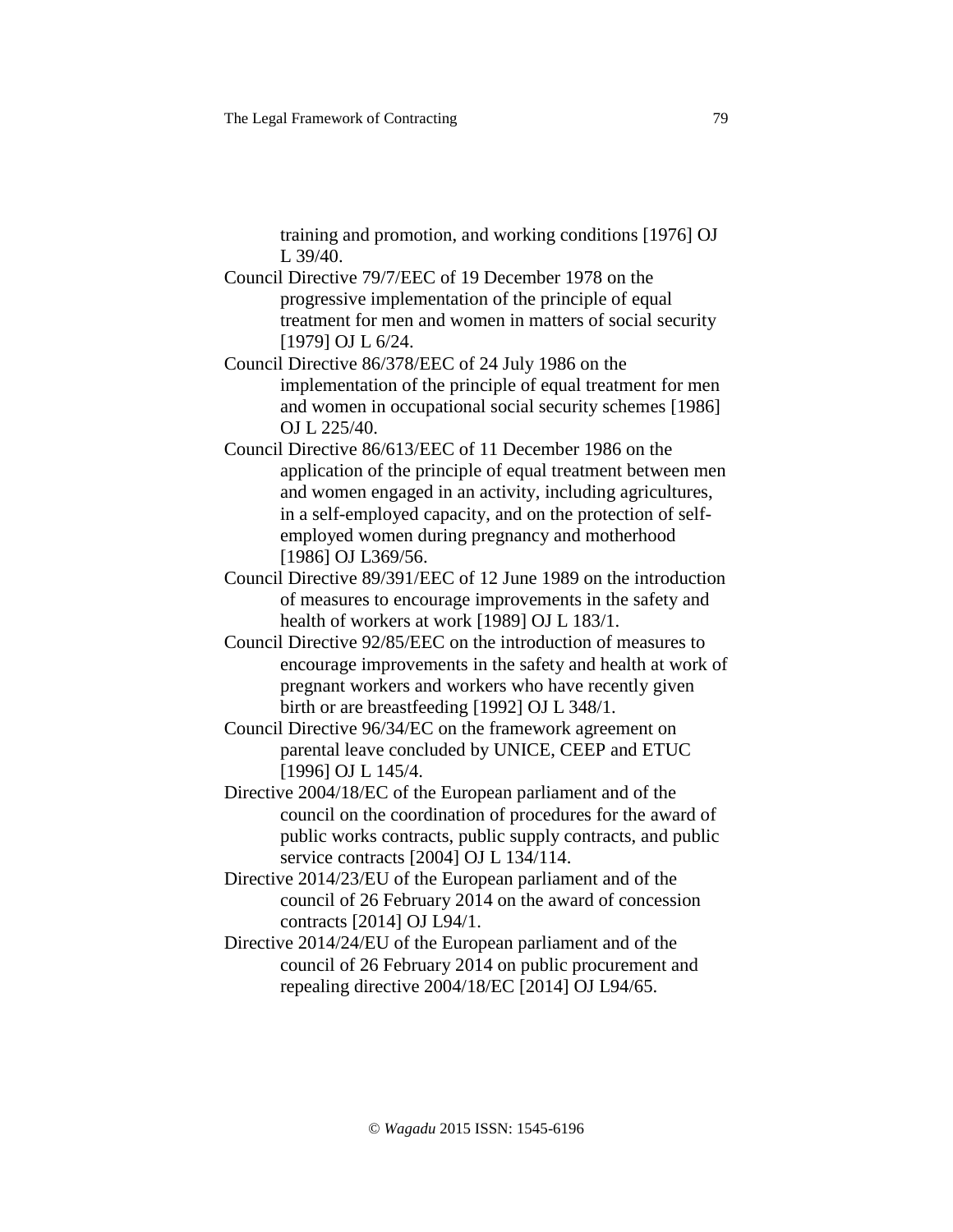training and promotion, and working conditions [1976] OJ L 39/40.

Council Directive 79/7/EEC of 19 December 1978 on the progressive implementation of the principle of equal treatment for men and women in matters of social security [1979] OJ L 6/24.

Council Directive 86/378/EEC of 24 July 1986 on the implementation of the principle of equal treatment for men and women in occupational social security schemes [1986] OJ L 225/40.

Council Directive 86/613/EEC of 11 December 1986 on the application of the principle of equal treatment between men and women engaged in an activity, including agricultures, in a self-employed capacity, and on the protection of self-employed women during pregnancy and motherhood [1986] OJ L369/56.

Council Directive 89/391/EEC of 12 June 1989 on the introduction of measures to encourage improvements in the safety and health of workers at work [1989] OJ L 183/1.

Council Directive 92/85/EEC on the introduction of measures to encourage improvements in the safety and health at work of pregnant workers and workers who have recently given birth or are breastfeeding [1992] OJ L 348/1.

Council Directive 96/34/EC on the framework agreement on parental leave concluded by UNICE, CEEP and ETUC [1996] OJ L 145/4.

Directive 2004/18/EC of the European parliament and of the council on the coordination of procedures for the award of public works contracts, public supply contracts, and public service contracts [2004] OJ L 134/114.

Directive 2014/23/EU of the European parliament and of the council of 26 February 2014 on the award of concession contracts [2014] OJ L94/1.

Directive 2014/24/EU of the European parliament and of the council of 26 February 2014 on public procurement and repealing directive 2004/18/EC [2014] OJ L94/65.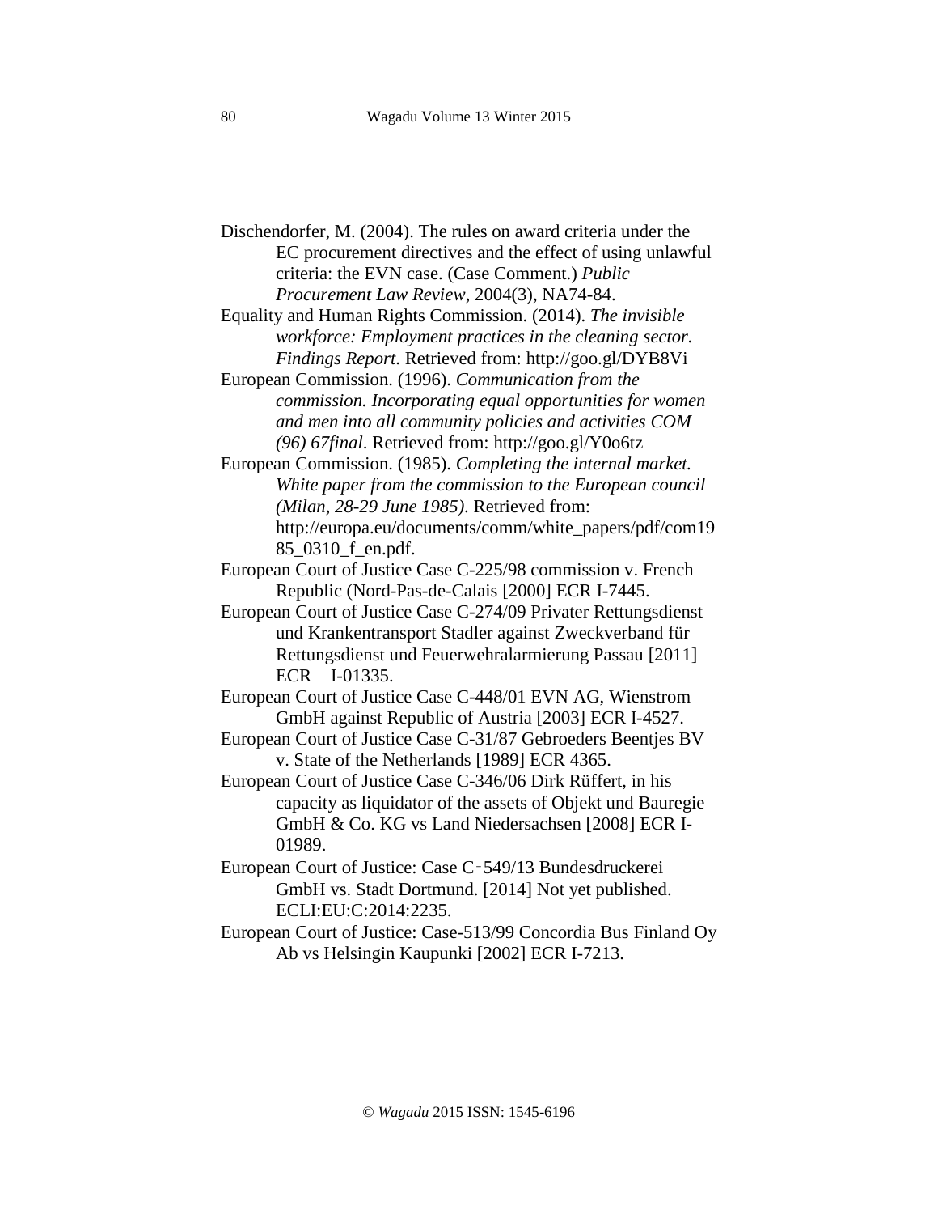Dischendorfer, M. (2004). The rules on award criteria under the EC procurement directives and the effect of using unlawful criteria: the EVN case. (Case Comment.) *Public Procurement Law Review*, 2004(3), NA74-84.

Equality and Human Rights Commission. (2014). *The invisible workforce: Employment practices in the cleaning sector. Findings Report*. Retrieved from: http://goo.gl/DYB8Vi

European Commission. (1996). *Communication from the commission. Incorporating equal opportunities for women and men into all community policies and activities COM (96) 67final*. Retrieved from: http://goo.gl/Y0o6tz

European Commission. (1985). *Completing the internal market. White paper from the commission to the European council (Milan, 28-29 June 1985)*. Retrieved from: http://europa.eu/documents/comm/white_papers/pdf/com1985_0310_f_en.pdf.

European Court of Justice Case C-225/98 commission v. French Republic (Nord-Pas-de-Calais [2000] ECR I-7445.

European Court of Justice Case C-274/09 Privater Rettungsdienst und Krankentransport Stadler against Zweckverband für Rettungsdienst und Feuerwehralarmierung Passau [2011] ECR I-01335.

European Court of Justice Case C-448/01 EVN AG, Wienstrom GmbH against Republic of Austria [2003] ECR I-4527.

European Court of Justice Case C-31/87 Gebroeders Beentjes BV v. State of the Netherlands [1989] ECR 4365.

European Court of Justice Case C-346/06 Dirk Rüffert, in his capacity as liquidator of the assets of Objekt und Bauregie GmbH & Co. KG vs Land Niedersachsen [2008] ECR I-01989.

European Court of Justice: Case C‑549/13 Bundesdruckerei GmbH vs. Stadt Dortmund. [2014] Not yet published. ECLI:EU:C:2014:2235.

European Court of Justice: Case-513/99 Concordia Bus Finland Oy Ab vs Helsingin Kaupunki [2002] ECR I-7213.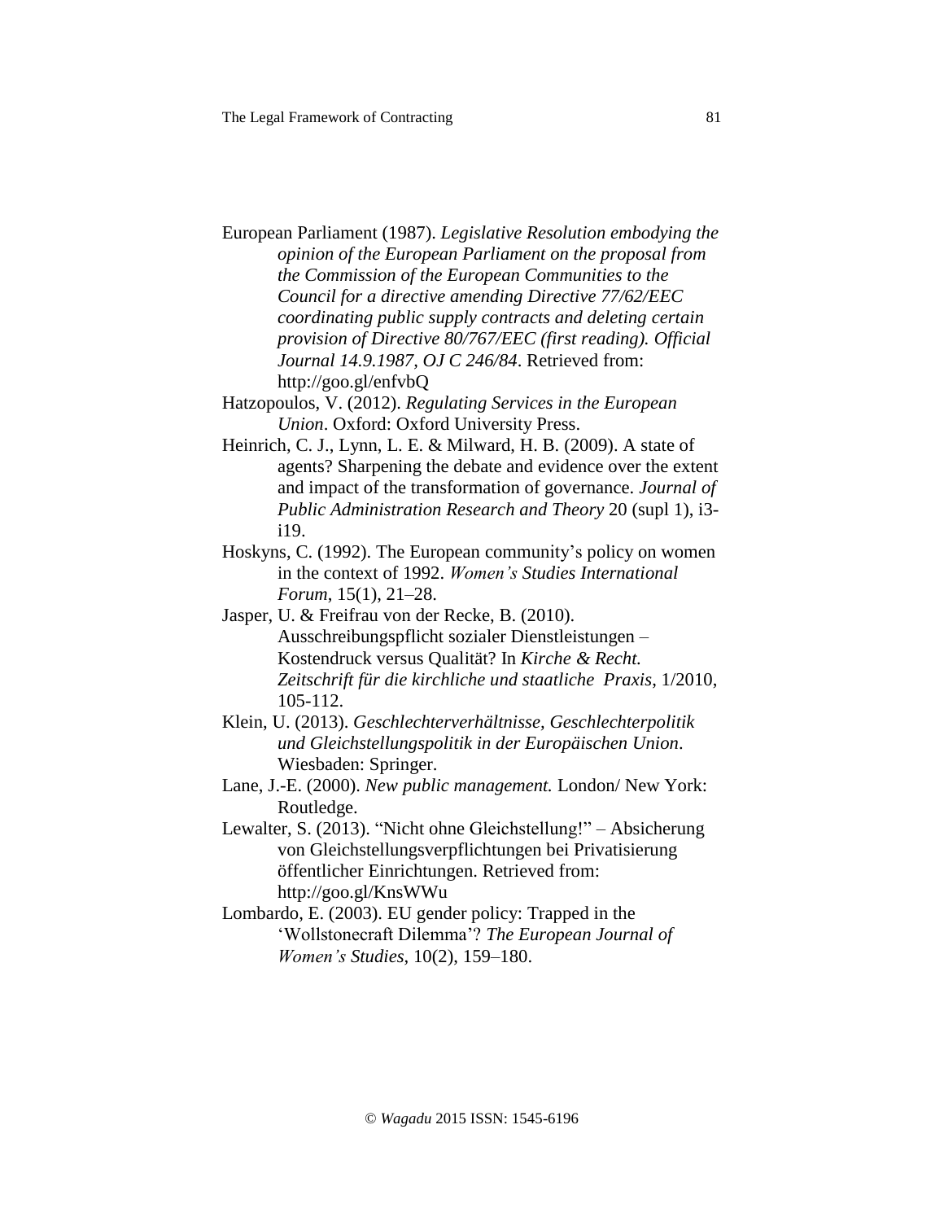European Parliament (1987). *Legislative Resolution embodying the opinion of the European Parliament on the proposal from the Commission of the European Communities to the Council for a directive amending Directive 77/62/EEC coordinating public supply contracts and deleting certain provision of Directive 80/767/EEC (first reading). Official Journal 14.9.1987, OJ C 246/84*. Retrieved from: http://goo.gl/enfvbQ

Hatzopoulos, V. (2012). *Regulating Services in the European Union*. Oxford: Oxford University Press.

Heinrich, C. J., Lynn, L. E. & Milward, H. B. (2009). A state of agents? Sharpening the debate and evidence over the extent and impact of the transformation of governance. *Journal of Public Administration Research and Theory* 20 (supl 1), i3-i19.

Hoskyns, C. (1992). The European community's policy on women in the context of 1992. *Women's Studies International Forum*, 15(1), 21–28.

Jasper, U. & Freifrau von der Recke, B. (2010). Ausschreibungspflicht sozialer Dienstleistungen – Kostendruck versus Qualität? In *Kirche & Recht. Zeitschrift für die kirchliche und staatliche Praxis*, 1/2010, 105-112.

Klein, U. (2013). *Geschlechterverhältnisse, Geschlechterpolitik und Gleichstellungspolitik in der Europäischen Union*. Wiesbaden: Springer.

Lane, J.-E. (2000). *New public management.* London/ New York: Routledge.

Lewalter, S. (2013). "Nicht ohne Gleichstellung!" – Absicherung von Gleichstellungsverpflichtungen bei Privatisierung öffentlicher Einrichtungen. Retrieved from: http://goo.gl/KnsWWu

Lombardo, E. (2003). EU gender policy: Trapped in the 'Wollstonecraft Dilemma'? *The European Journal of Women's Studies*, 10(2), 159–180.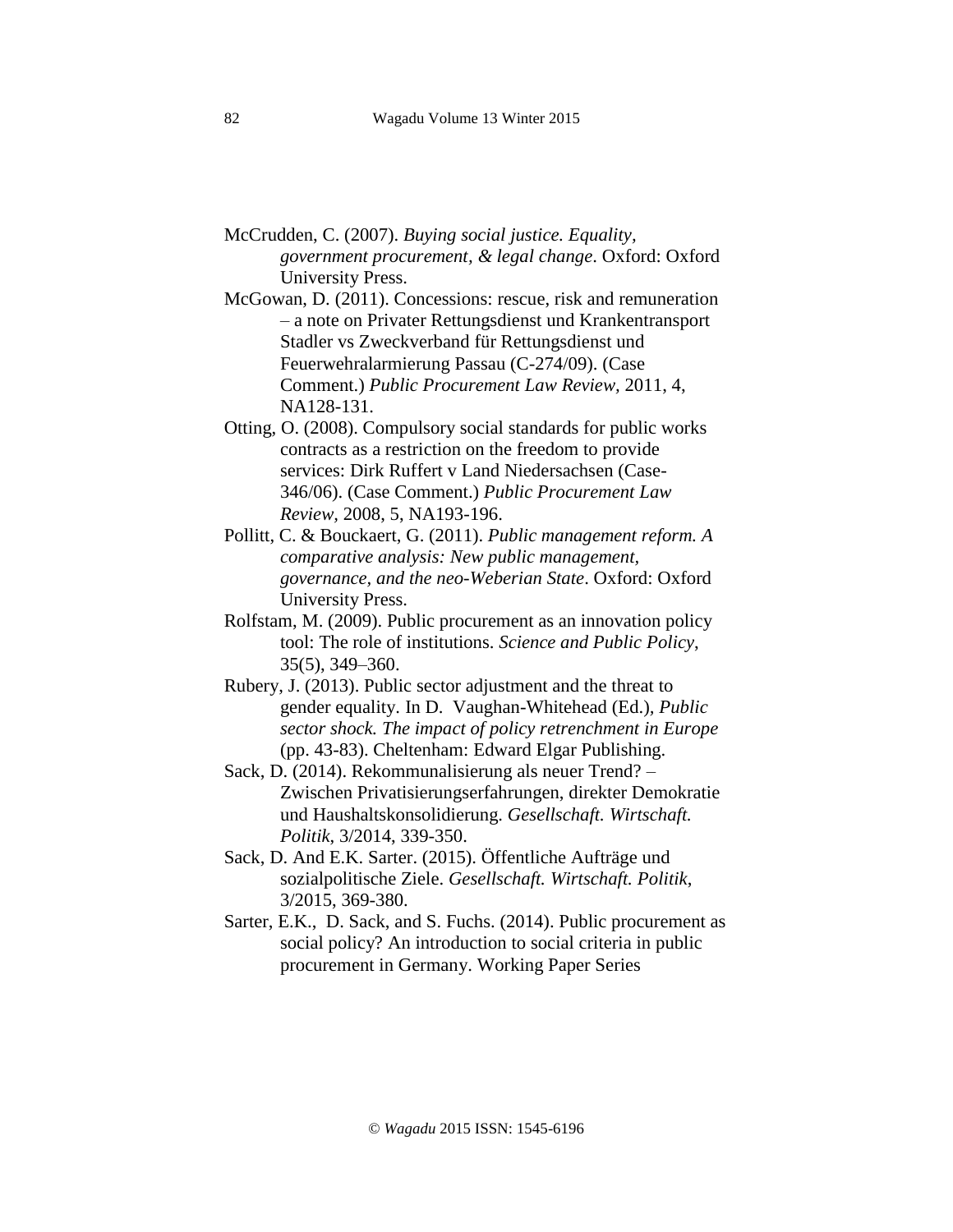McCrudden, C. (2007). *Buying social justice. Equality, government procurement, & legal change*. Oxford: Oxford University Press.

McGowan, D. (2011). Concessions: rescue, risk and remuneration – a note on Privater Rettungsdienst und Krankentransport Stadler vs Zweckverband für Rettungsdienst und Feuerwehralarmierung Passau (C-274/09). (Case Comment.) *Public Procurement Law Review,* 2011, 4, NA128-131.

Otting, O. (2008). Compulsory social standards for public works contracts as a restriction on the freedom to provide services: Dirk Ruffert v Land Niedersachsen (Case-346/06). (Case Comment.) *Public Procurement Law Review,* 2008, 5, NA193-196.

Pollitt, C. & Bouckaert, G. (2011). *Public management reform. A comparative analysis: New public management, governance, and the neo-Weberian State*. Oxford: Oxford University Press.

Rolfstam, M. (2009). Public procurement as an innovation policy tool: The role of institutions. *Science and Public Policy*, 35(5), 349–360.

Rubery, J. (2013). Public sector adjustment and the threat to gender equality. In D. Vaughan-Whitehead (Ed.), *Public sector shock. The impact of policy retrenchment in Europe* (pp. 43-83). Cheltenham: Edward Elgar Publishing.

Sack, D. (2014). Rekommunalisierung als neuer Trend? – Zwischen Privatisierungserfahrungen, direkter Demokratie und Haushaltskonsolidierung. *Gesellschaft. Wirtschaft. Politik*, 3/2014, 339-350.

Sack, D. And E.K. Sarter. (2015). Öffentliche Aufträge und sozialpolitische Ziele. *Gesellschaft. Wirtschaft. Politik*, 3/2015, 369-380.

Sarter, E.K., D. Sack, and S. Fuchs. (2014). Public procurement as social policy? An introduction to social criteria in public procurement in Germany. Working Paper Series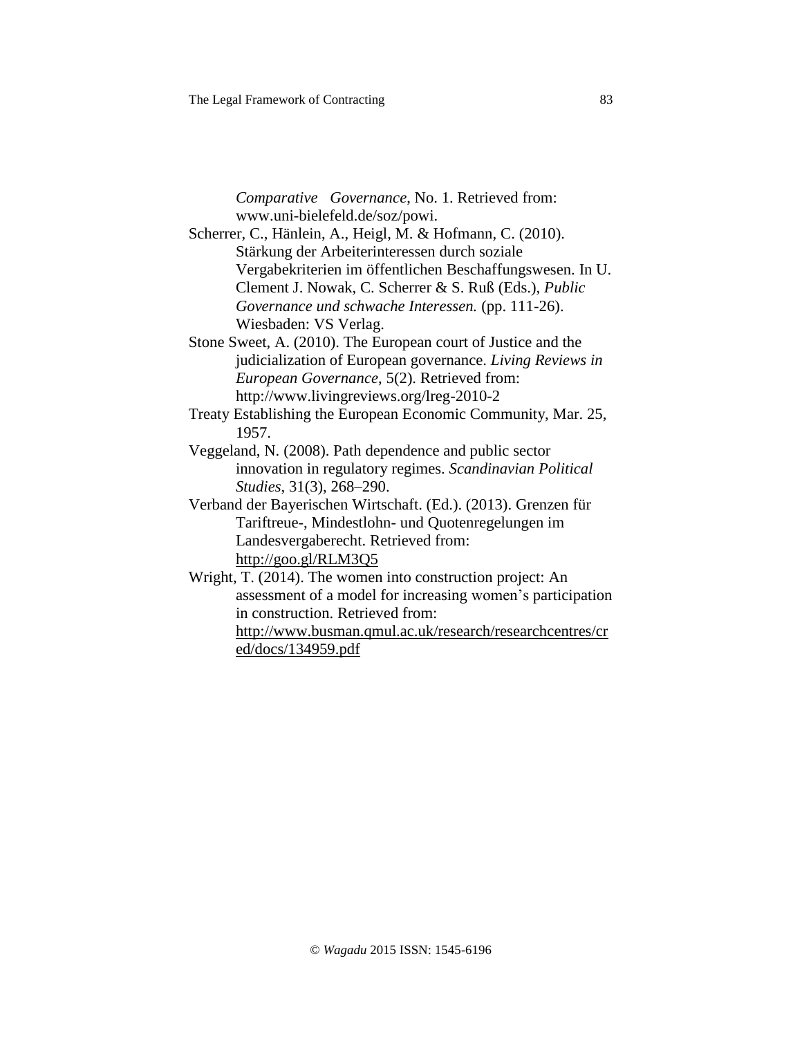*Comparative Governance*, No. 1. Retrieved from: www.uni-bielefeld.de/soz/powi.

Scherrer, C., Hänlein, A., Heigl, M. & Hofmann, C. (2010). Stärkung der Arbeiterinteressen durch soziale Vergabekriterien im öffentlichen Beschaffungswesen. In U. Clement J. Nowak, C. Scherrer & S. Ruß (Eds.), *Public Governance und schwache Interessen.* (pp. 111-26). Wiesbaden: VS Verlag.

Stone Sweet, A. (2010). The European court of Justice and the judicialization of European governance. *Living Reviews in European Governance*, 5(2). Retrieved from: http://www.livingreviews.org/lreg-2010-2

Treaty Establishing the European Economic Community, Mar. 25, 1957.

Veggeland, N. (2008). Path dependence and public sector innovation in regulatory regimes. *Scandinavian Political Studies*, 31(3), 268–290.

Verband der Bayerischen Wirtschaft. (Ed.). (2013). Grenzen für Tariftreue-, Mindestlohn- und Quotenregelungen im Landesvergaberecht. Retrieved from: http://goo.gl/RLM3Q5

Wright, T. (2014). The women into construction project: An assessment of a model for increasing women's participation in construction. Retrieved from: http://www.busman.qmul.ac.uk/research/researchcentres/cred/docs/134959.pdf